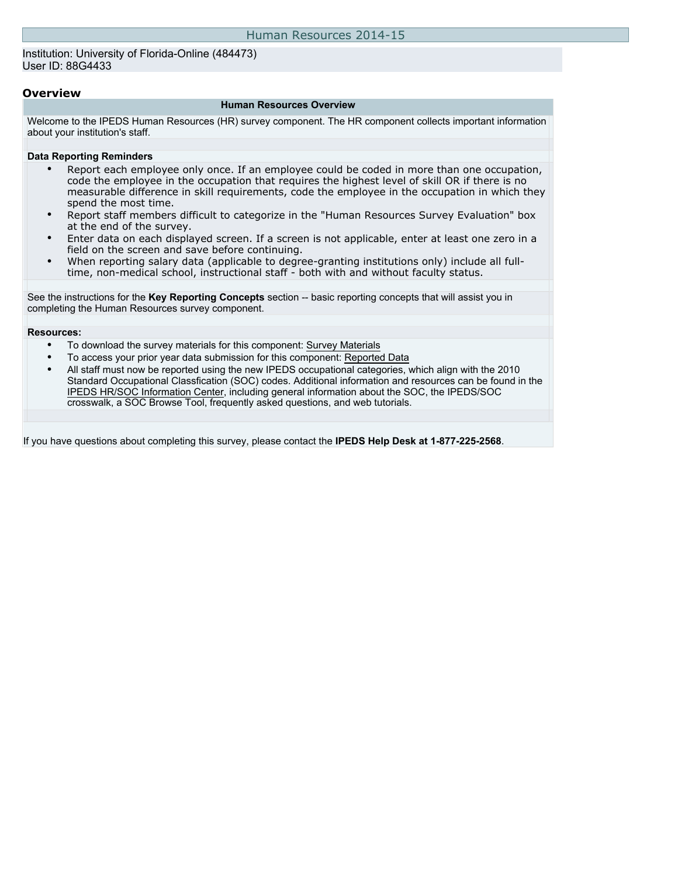# Human Resources 2014-15

Institution: University of Florida-Online (484473)
User ID: 88G4433

## Overview

### Human Resources Overview

Welcome to the IPEDS Human Resources (HR) survey component. The HR component collects important information about your institution's staff.

**Data Reporting Reminders**

- Report each employee only once. If an employee could be coded in more than one occupation, code the employee in the occupation that requires the highest level of skill OR if there is no measurable difference in skill requirements, code the employee in the occupation in which they spend the most time.
- Report staff members difficult to categorize in the "Human Resources Survey Evaluation" box at the end of the survey.
- Enter data on each displayed screen. If a screen is not applicable, enter at least one zero in a field on the screen and save before continuing.
- When reporting salary data (applicable to degree-granting institutions only) include all full-time, non-medical school, instructional staff - both with and without faculty status.

See the instructions for the **Key Reporting Concepts** section -- basic reporting concepts that will assist you in completing the Human Resources survey component.

**Resources:**

- To download the survey materials for this component: Survey Materials
- To access your prior year data submission for this component: Reported Data
- All staff must now be reported using the new IPEDS occupational categories, which align with the 2010 Standard Occupational Classfication (SOC) codes. Additional information and resources can be found in the IPEDS HR/SOC Information Center, including general information about the SOC, the IPEDS/SOC crosswalk, a SOC Browse Tool, frequently asked questions, and web tutorials.

If you have questions about completing this survey, please contact the **IPEDS Help Desk at 1-877-225-2568**.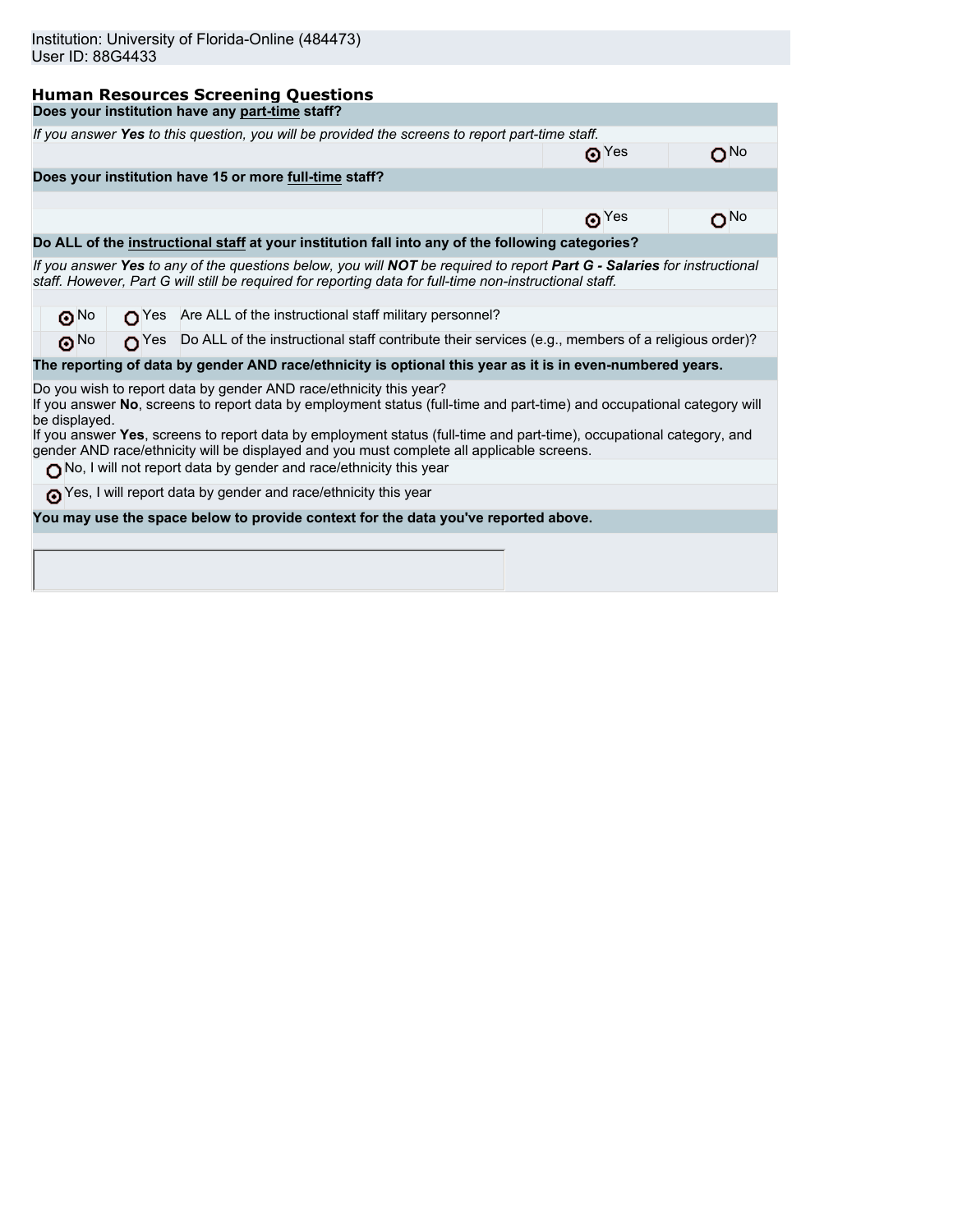Institution: University of Florida-Online (484473)
User ID: 88G4433

## Human Resources Screening Questions

**Does your institution have any part-time staff?**

*If you answer **Yes** to this question, you will be provided the screens to report part-time staff.*

| | | |
|---|---|---|
| | ◉ Yes | ○ No |

**Does your institution have 15 or more full-time staff?**

| | | |
|---|---|---|
| | ◉ Yes | ○ No |

**Do ALL of the instructional staff at your institution fall into any of the following categories?**

*If you answer **Yes** to any of the questions below, you will **NOT** be required to report **Part G - Salaries** for instructional staff. However, Part G will still be required for reporting data for full-time non-instructional staff.*

| | | |
|---|---|---|
| ◉ No | ○ Yes | Are ALL of the instructional staff military personnel? |
| ◉ No | ○ Yes | Do ALL of the instructional staff contribute their services (e.g., members of a religious order)? |

**The reporting of data by gender AND race/ethnicity is optional this year as it is in even-numbered years.**

Do you wish to report data by gender AND race/ethnicity this year?
If you answer **No**, screens to report data by employment status (full-time and part-time) and occupational category will be displayed.
If you answer **Yes**, screens to report data by employment status (full-time and part-time), occupational category, and gender AND race/ethnicity will be displayed and you must complete all applicable screens.

○ No, I will not report data by gender and race/ethnicity this year

◉ Yes, I will report data by gender and race/ethnicity this year

**You may use the space below to provide context for the data you've reported above.**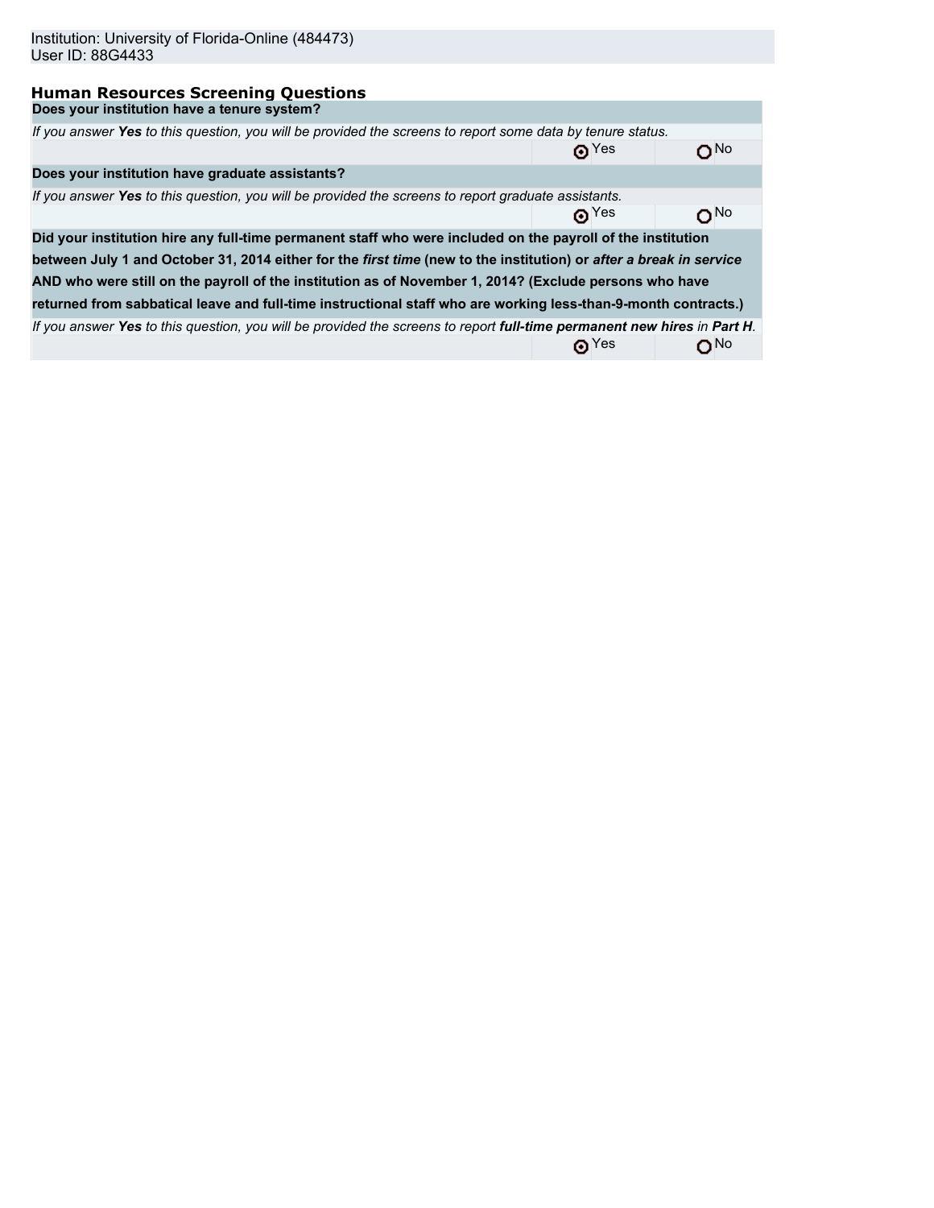Institution: University of Florida-Online (484473)
User ID: 88G4433

## Human Resources Screening Questions

| Does your institution have a tenure system? | | |
|---|---|---|
| *If you answer **Yes** to this question, you will be provided the screens to report some data by tenure status.* | | |
| | ◉ Yes | ○ No |
| **Does your institution have graduate assistants?** | | |
| *If you answer **Yes** to this question, you will be provided the screens to report graduate assistants.* | | |
| | ◉ Yes | ○ No |
| **Did your institution hire any full-time permanent staff who were included on the payroll of the institution between July 1 and October 31, 2014 either for the *first time* (new to the institution) or *after a break in service* AND who were still on the payroll of the institution as of November 1, 2014? (Exclude persons who have returned from sabbatical leave and full-time instructional staff who are working less-than-9-month contracts.)** | | |
| *If you answer **Yes** to this question, you will be provided the screens to report **full-time permanent new hires** in **Part H**.* | | |
| | ◉ Yes | ○ No |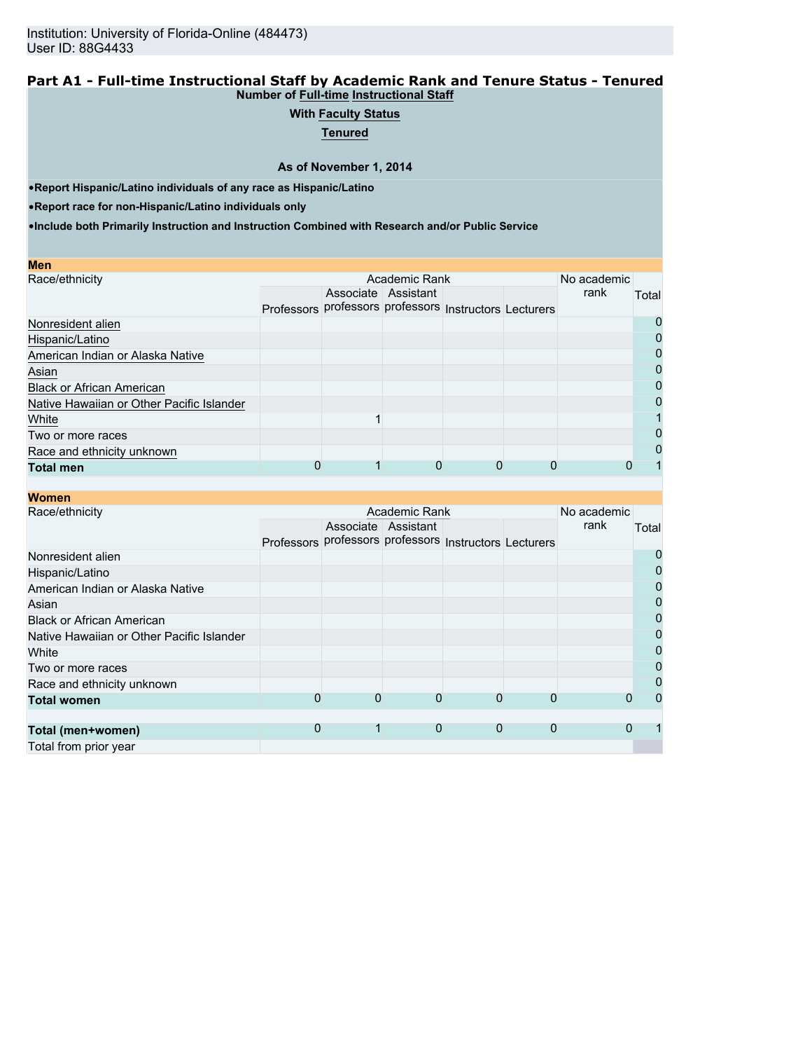Institution: University of Florida-Online (484473)
User ID: 88G4433

## Part A1 - Full-time Instructional Staff by Academic Rank and Tenure Status - Tenured

**Number of Full-time Instructional Staff**

**With Faculty Status**

**Tenured**

**As of November 1, 2014**

- **Report Hispanic/Latino individuals of any race as Hispanic/Latino**
- **Report race for non-Hispanic/Latino individuals only**
- **Include both Primarily Instruction and Instruction Combined with Research and/or Public Service**

**Men**

| Race/ethnicity | Academic Rank | | | | | No academic rank | Total |
|---|---|---|---|---|---|---|---|
| | Professors | Associate professors | Assistant professors | Instructors | Lecturers | | |
| Nonresident alien | | | | | | | 0 |
| Hispanic/Latino | | | | | | | 0 |
| American Indian or Alaska Native | | | | | | | 0 |
| Asian | | | | | | | 0 |
| Black or African American | | | | | | | 0 |
| Native Hawaiian or Other Pacific Islander | | | | | | | 0 |
| White | | 1 | | | | | 1 |
| Two or more races | | | | | | | 0 |
| Race and ethnicity unknown | | | | | | | 0 |
| **Total men** | 0 | 1 | 0 | 0 | 0 | 0 | 1 |

**Women**

| Race/ethnicity | Academic Rank | | | | | No academic rank | Total |
|---|---|---|---|---|---|---|---|
| | Professors | Associate professors | Assistant professors | Instructors | Lecturers | | |
| Nonresident alien | | | | | | | 0 |
| Hispanic/Latino | | | | | | | 0 |
| American Indian or Alaska Native | | | | | | | 0 |
| Asian | | | | | | | 0 |
| Black or African American | | | | | | | 0 |
| Native Hawaiian or Other Pacific Islander | | | | | | | 0 |
| White | | | | | | | 0 |
| Two or more races | | | | | | | 0 |
| Race and ethnicity unknown | | | | | | | 0 |
| **Total women** | 0 | 0 | 0 | 0 | 0 | 0 | 0 |
| | | | | | | | |
| **Total (men+women)** | 0 | 1 | 0 | 0 | 0 | 0 | 1 |
| Total from prior year | | | | | | | |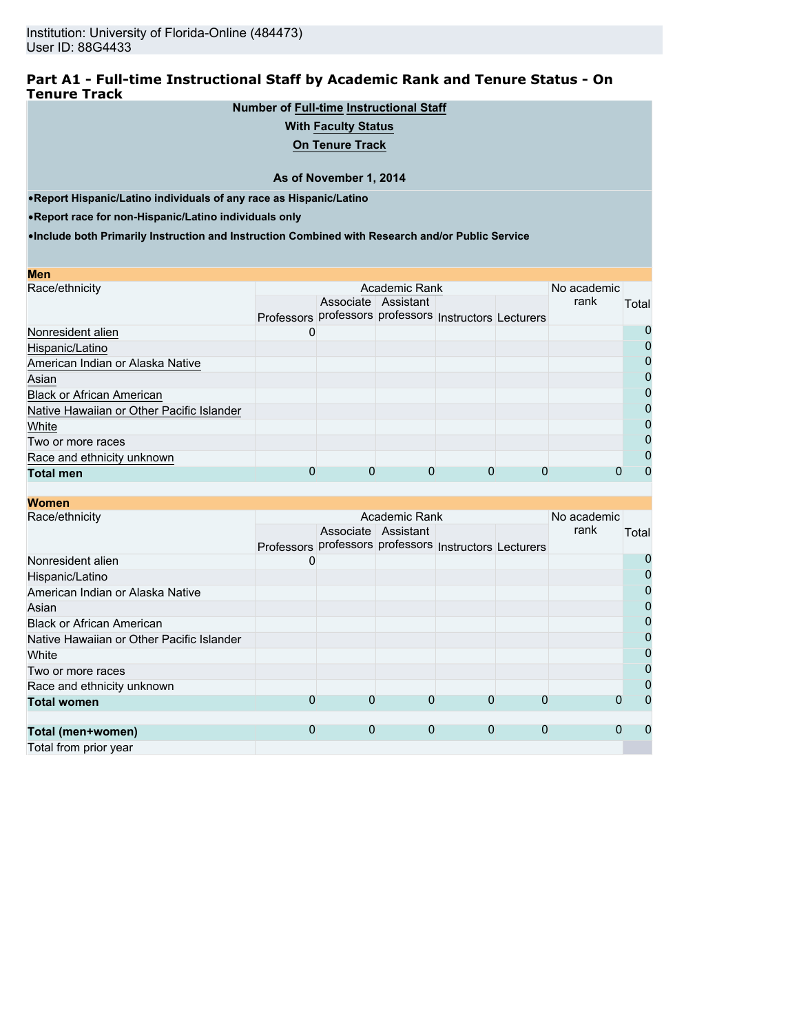Institution: University of Florida-Online (484473)
User ID: 88G4433

## Part A1 - Full-time Instructional Staff by Academic Rank and Tenure Status - On Tenure Track

**Number of Full-time Instructional Staff**

**With Faculty Status**

**On Tenure Track**

**As of November 1, 2014**

- **Report Hispanic/Latino individuals of any race as Hispanic/Latino**
- **Report race for non-Hispanic/Latino individuals only**
- **Include both Primarily Instruction and Instruction Combined with Research and/or Public Service**

**Men**

| Race/ethnicity | Academic Rank | | | | | No academic rank | Total |
|---|---|---|---|---|---|---|---|
| | Professors | Associate professors | Assistant professors | Instructors | Lecturers | | |
| Nonresident alien | 0 | | | | | | 0 |
| Hispanic/Latino | | | | | | | 0 |
| American Indian or Alaska Native | | | | | | | 0 |
| Asian | | | | | | | 0 |
| Black or African American | | | | | | | 0 |
| Native Hawaiian or Other Pacific Islander | | | | | | | 0 |
| White | | | | | | | 0 |
| Two or more races | | | | | | | 0 |
| Race and ethnicity unknown | | | | | | | 0 |
| **Total men** | 0 | 0 | 0 | 0 | 0 | 0 | 0 |

**Women**

| Race/ethnicity | Academic Rank | | | | | No academic rank | Total |
|---|---|---|---|---|---|---|---|
| | Professors | Associate professors | Assistant professors | Instructors | Lecturers | | |
| Nonresident alien | 0 | | | | | | 0 |
| Hispanic/Latino | | | | | | | 0 |
| American Indian or Alaska Native | | | | | | | 0 |
| Asian | | | | | | | 0 |
| Black or African American | | | | | | | 0 |
| Native Hawaiian or Other Pacific Islander | | | | | | | 0 |
| White | | | | | | | 0 |
| Two or more races | | | | | | | 0 |
| Race and ethnicity unknown | | | | | | | 0 |
| **Total women** | 0 | 0 | 0 | 0 | 0 | 0 | 0 |
| | | | | | | | |
| **Total (men+women)** | 0 | 0 | 0 | 0 | 0 | 0 | 0 |
| Total from prior year | | | | | | | |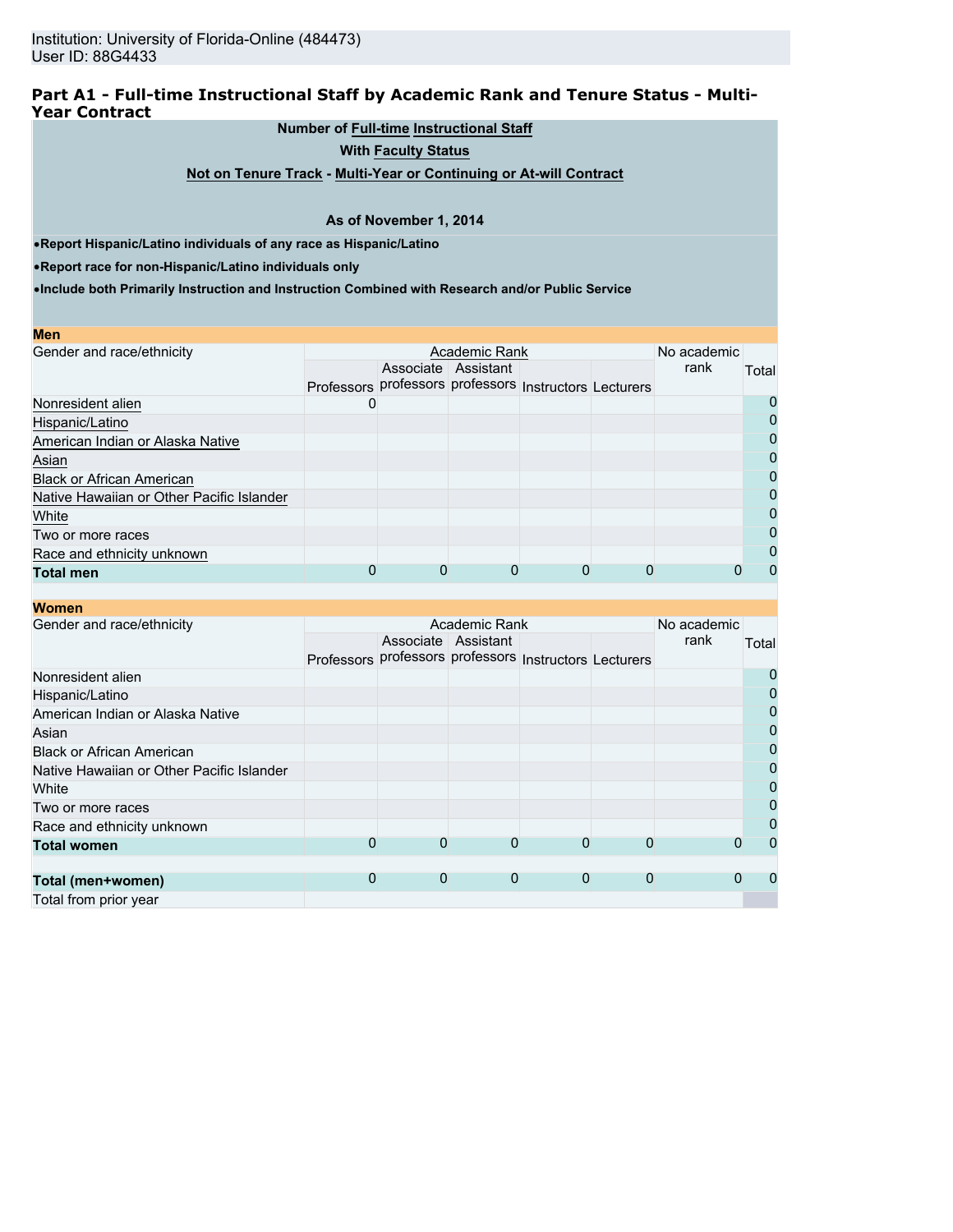Institution: University of Florida-Online (484473)
User ID: 88G4433

## Part A1 - Full-time Instructional Staff by Academic Rank and Tenure Status - Multi-Year Contract

**Number of Full-time Instructional Staff**

**With Faculty Status**

**Not on Tenure Track - Multi-Year or Continuing or At-will Contract**

**As of November 1, 2014**

- **Report Hispanic/Latino individuals of any race as Hispanic/Latino**
- **Report race for non-Hispanic/Latino individuals only**
- **Include both Primarily Instruction and Instruction Combined with Research and/or Public Service**

**Men**

| Gender and race/ethnicity | Academic Rank | | | | | No academic rank | Total |
|---|---|---|---|---|---|---|---|
| | Professors | Associate professors | Assistant professors | Instructors | Lecturers | | |
| Nonresident alien | 0 | | | | | | 0 |
| Hispanic/Latino | | | | | | | 0 |
| American Indian or Alaska Native | | | | | | | 0 |
| Asian | | | | | | | 0 |
| Black or African American | | | | | | | 0 |
| Native Hawaiian or Other Pacific Islander | | | | | | | 0 |
| White | | | | | | | 0 |
| Two or more races | | | | | | | 0 |
| Race and ethnicity unknown | | | | | | | 0 |
| **Total men** | 0 | 0 | 0 | 0 | 0 | 0 | 0 |

**Women**

| Gender and race/ethnicity | Academic Rank | | | | | No academic rank | Total |
|---|---|---|---|---|---|---|---|
| | Professors | Associate professors | Assistant professors | Instructors | Lecturers | | |
| Nonresident alien | | | | | | | 0 |
| Hispanic/Latino | | | | | | | 0 |
| American Indian or Alaska Native | | | | | | | 0 |
| Asian | | | | | | | 0 |
| Black or African American | | | | | | | 0 |
| Native Hawaiian or Other Pacific Islander | | | | | | | 0 |
| White | | | | | | | 0 |
| Two or more races | | | | | | | 0 |
| Race and ethnicity unknown | | | | | | | 0 |
| **Total women** | 0 | 0 | 0 | 0 | 0 | 0 | 0 |
| | | | | | | | |
| **Total (men+women)** | 0 | 0 | 0 | 0 | 0 | 0 | 0 |
| Total from prior year | | | | | | | |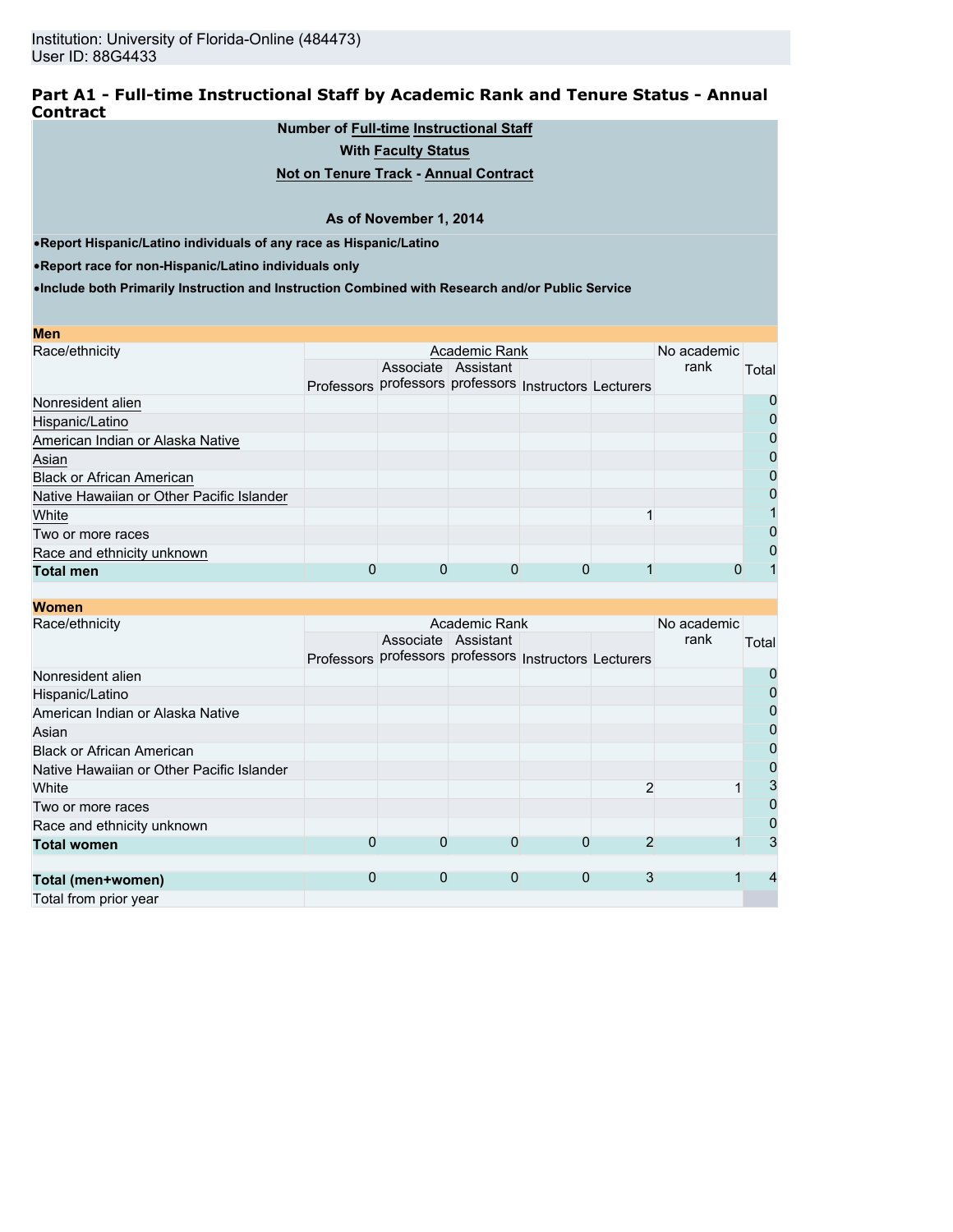Institution: University of Florida-Online (484473)
User ID: 88G4433

## Part A1 - Full-time Instructional Staff by Academic Rank and Tenure Status - Annual Contract

**Number of Full-time Instructional Staff**

**With Faculty Status**

**Not on Tenure Track - Annual Contract**

**As of November 1, 2014**

- **Report Hispanic/Latino individuals of any race as Hispanic/Latino**
- **Report race for non-Hispanic/Latino individuals only**
- **Include both Primarily Instruction and Instruction Combined with Research and/or Public Service**

**Men**

| Race/ethnicity | Academic Rank | | | | | No academic rank | Total |
|---|---|---|---|---|---|---|---|
| | Professors | Associate professors | Assistant professors | Instructors | Lecturers | | |
| Nonresident alien | | | | | | | 0 |
| Hispanic/Latino | | | | | | | 0 |
| American Indian or Alaska Native | | | | | | | 0 |
| Asian | | | | | | | 0 |
| Black or African American | | | | | | | 0 |
| Native Hawaiian or Other Pacific Islander | | | | | | | 0 |
| White | | | | | 1 | | 1 |
| Two or more races | | | | | | | 0 |
| Race and ethnicity unknown | | | | | | | 0 |
| **Total men** | 0 | 0 | 0 | 0 | 1 | 0 | 1 |

**Women**

| Race/ethnicity | Academic Rank | | | | | No academic rank | Total |
|---|---|---|---|---|---|---|---|
| | Professors | Associate professors | Assistant professors | Instructors | Lecturers | | |
| Nonresident alien | | | | | | | 0 |
| Hispanic/Latino | | | | | | | 0 |
| American Indian or Alaska Native | | | | | | | 0 |
| Asian | | | | | | | 0 |
| Black or African American | | | | | | | 0 |
| Native Hawaiian or Other Pacific Islander | | | | | | | 0 |
| White | | | | | 2 | 1 | 3 |
| Two or more races | | | | | | | 0 |
| Race and ethnicity unknown | | | | | | | 0 |
| **Total women** | 0 | 0 | 0 | 0 | 2 | 1 | 3 |
| | | | | | | | |
| **Total (men+women)** | 0 | 0 | 0 | 0 | 3 | 1 | 4 |
| Total from prior year | | | | | | | |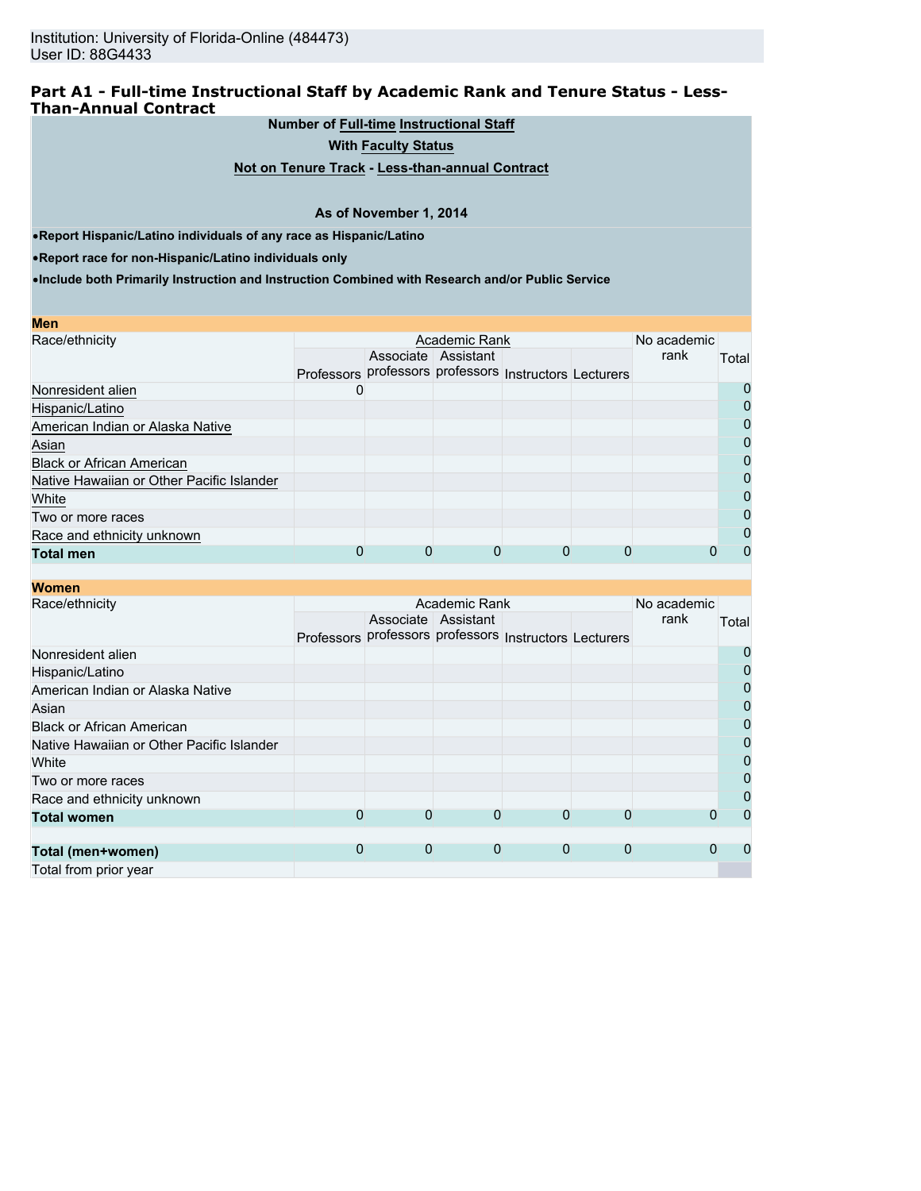Institution: University of Florida-Online (484473)
User ID: 88G4433

## Part A1 - Full-time Instructional Staff by Academic Rank and Tenure Status - Less-Than-Annual Contract

**Number of Full-time Instructional Staff**

**With Faculty Status**

**Not on Tenure Track - Less-than-annual Contract**

**As of November 1, 2014**

- **Report Hispanic/Latino individuals of any race as Hispanic/Latino**
- **Report race for non-Hispanic/Latino individuals only**
- **Include both Primarily Instruction and Instruction Combined with Research and/or Public Service**

**Men**

| Race/ethnicity | Academic Rank | | | | | No academic rank | Total |
|---|---|---|---|---|---|---|---|
| | Professors | Associate professors | Assistant professors | Instructors | Lecturers | | |
| Nonresident alien | 0 | | | | | | 0 |
| Hispanic/Latino | | | | | | | 0 |
| American Indian or Alaska Native | | | | | | | 0 |
| Asian | | | | | | | 0 |
| Black or African American | | | | | | | 0 |
| Native Hawaiian or Other Pacific Islander | | | | | | | 0 |
| White | | | | | | | 0 |
| Two or more races | | | | | | | 0 |
| Race and ethnicity unknown | | | | | | | 0 |
| **Total men** | 0 | 0 | 0 | 0 | 0 | 0 | 0 |

**Women**

| Race/ethnicity | Academic Rank | | | | | No academic rank | Total |
|---|---|---|---|---|---|---|---|
| | Professors | Associate professors | Assistant professors | Instructors | Lecturers | | |
| Nonresident alien | | | | | | | 0 |
| Hispanic/Latino | | | | | | | 0 |
| American Indian or Alaska Native | | | | | | | 0 |
| Asian | | | | | | | 0 |
| Black or African American | | | | | | | 0 |
| Native Hawaiian or Other Pacific Islander | | | | | | | 0 |
| White | | | | | | | 0 |
| Two or more races | | | | | | | 0 |
| Race and ethnicity unknown | | | | | | | 0 |
| **Total women** | 0 | 0 | 0 | 0 | 0 | 0 | 0 |
| | | | | | | | |
| **Total (men+women)** | 0 | 0 | 0 | 0 | 0 | 0 | 0 |
| Total from prior year | | | | | | | |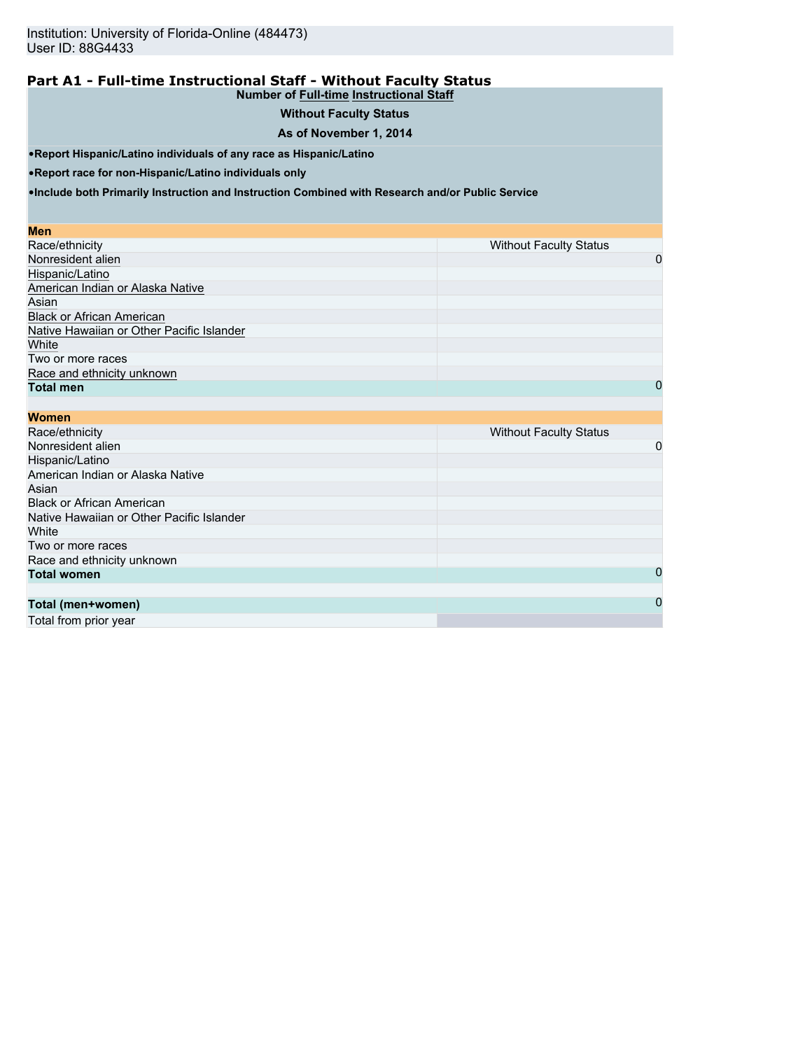Institution: University of Florida-Online (484473)
User ID: 88G4433

## Part A1 - Full-time Instructional Staff - Without Faculty Status

**Number of Full-time Instructional Staff**

**Without Faculty Status**

**As of November 1, 2014**

- **Report Hispanic/Latino individuals of any race as Hispanic/Latino**
- **Report race for non-Hispanic/Latino individuals only**
- **Include both Primarily Instruction and Instruction Combined with Research and/or Public Service**

| **Men** | |
|---|---|
| Race/ethnicity | Without Faculty Status |
| Nonresident alien | 0 |
| Hispanic/Latino | |
| American Indian or Alaska Native | |
| Asian | |
| Black or African American | |
| Native Hawaiian or Other Pacific Islander | |
| White | |
| Two or more races | |
| Race and ethnicity unknown | |
| **Total men** | 0 |

| **Women** | |
|---|---|
| Race/ethnicity | Without Faculty Status |
| Nonresident alien | 0 |
| Hispanic/Latino | |
| American Indian or Alaska Native | |
| Asian | |
| Black or African American | |
| Native Hawaiian or Other Pacific Islander | |
| White | |
| Two or more races | |
| Race and ethnicity unknown | |
| **Total women** | 0 |
| | |
| **Total (men+women)** | 0 |
| Total from prior year | |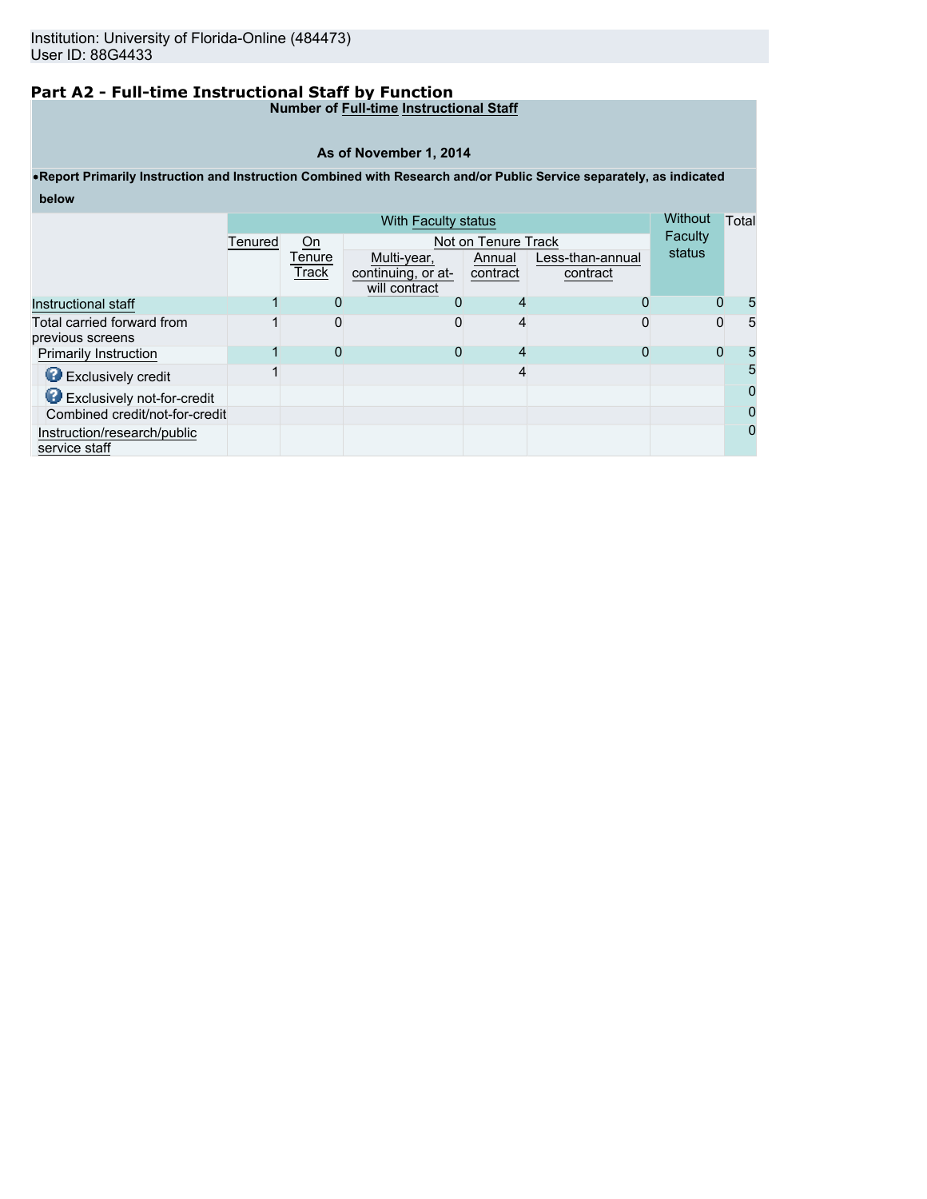Institution: University of Florida-Online (484473)
User ID: 88G4433

## Part A2 - Full-time Instructional Staff by Function

**Number of Full-time Instructional Staff**

**As of November 1, 2014**

- **Report Primarily Instruction and Instruction Combined with Research and/or Public Service separately, as indicated below**

| | With Faculty status | | | | | Without Faculty status | Total |
|---|---|---|---|---|---|---|---|
| | Tenured | On Tenure Track | Not on Tenure Track | | | | |
| | | | Multi-year, continuing, or at-will contract | Annual contract | Less-than-annual contract | | |
| Instructional staff | 1 | 0 | 0 | 4 | 0 | 0 | 5 |
| Total carried forward from previous screens | 1 | 0 | 0 | 4 | 0 | 0 | 5 |
| Primarily Instruction | 1 | 0 | 0 | 4 | 0 | 0 | 5 |
| Exclusively credit | 1 | | | 4 | | | 5 |
| Exclusively not-for-credit | | | | | | | 0 |
| Combined credit/not-for-credit | | | | | | | 0 |
| Instruction/research/public service staff | | | | | | | 0 |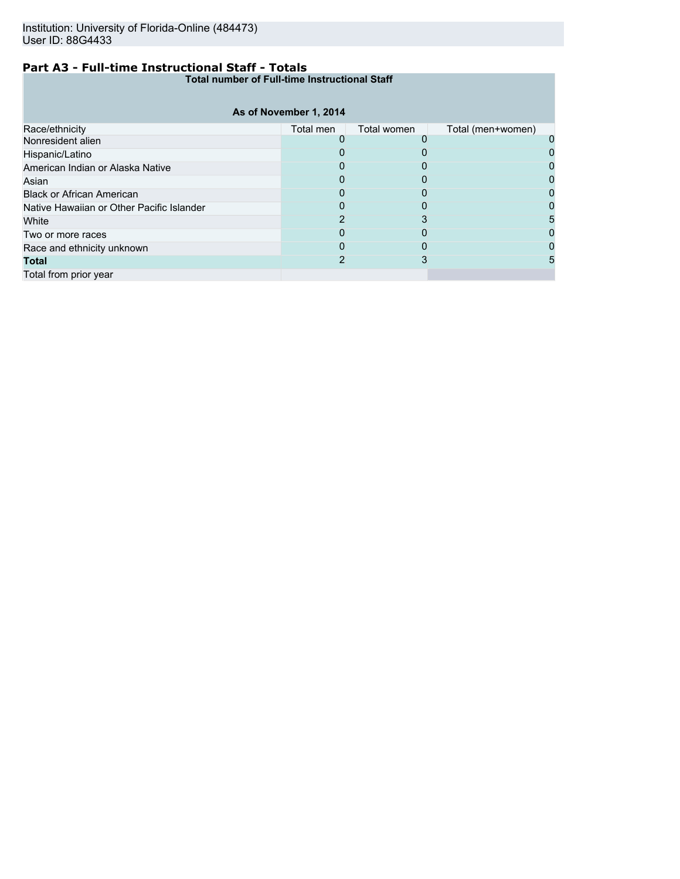Institution: University of Florida-Online (484473)
User ID: 88G4433

## Part A3 - Full-time Instructional Staff - Totals

| Total number of Full-time Instructional Staff | | | |
|---|---|---|---|
| **As of November 1, 2014** | | | |
| Race/ethnicity | Total men | Total women | Total (men+women) |
| Nonresident alien | 0 | 0 | 0 |
| Hispanic/Latino | 0 | 0 | 0 |
| American Indian or Alaska Native | 0 | 0 | 0 |
| Asian | 0 | 0 | 0 |
| Black or African American | 0 | 0 | 0 |
| Native Hawaiian or Other Pacific Islander | 0 | 0 | 0 |
| White | 2 | 3 | 5 |
| Two or more races | 0 | 0 | 0 |
| Race and ethnicity unknown | 0 | 0 | 0 |
| **Total** | 2 | 3 | 5 |
| Total from prior year | | | |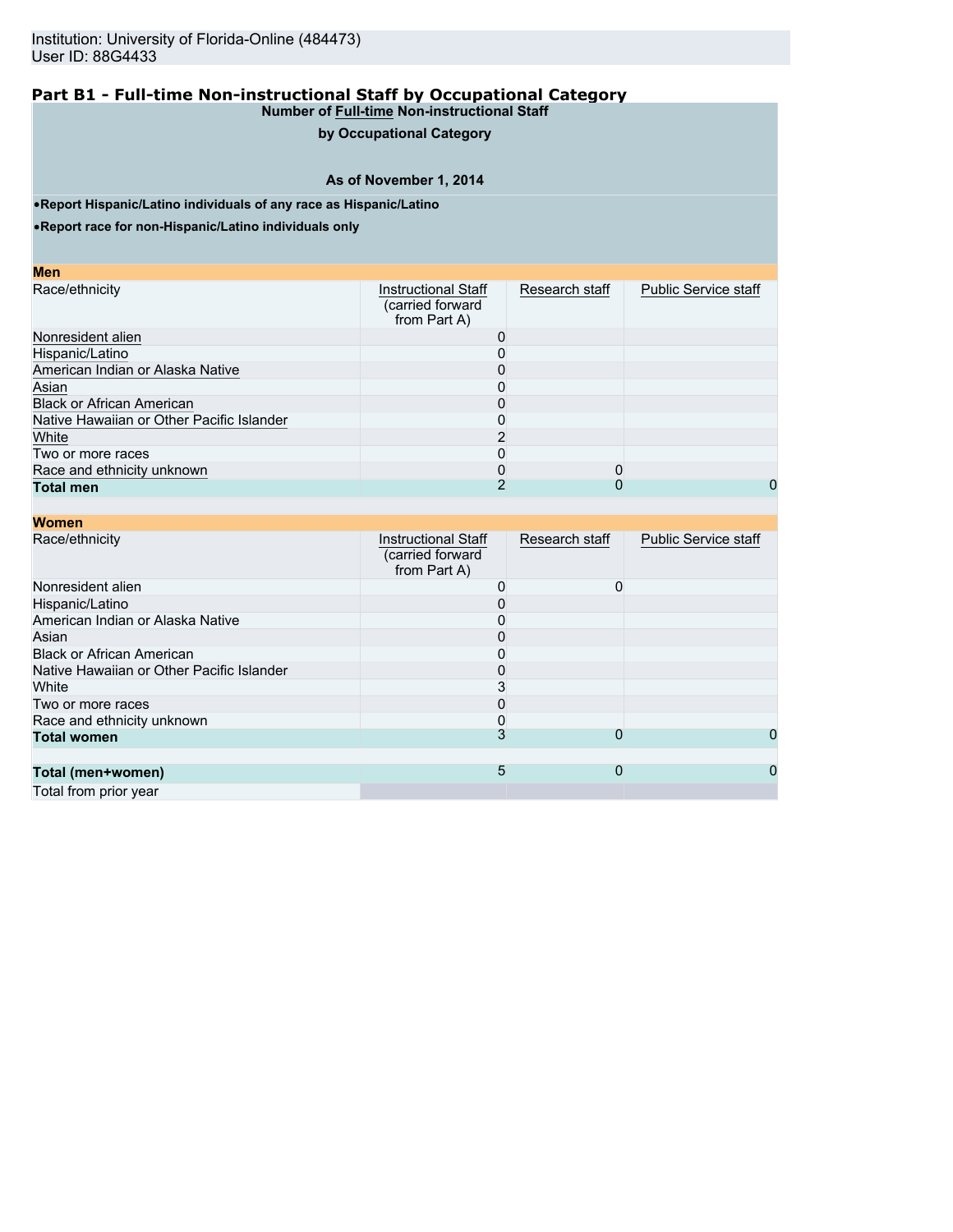Institution: University of Florida-Online (484473)
User ID: 88G4433

## Part B1 - Full-time Non-instructional Staff by Occupational Category

**Number of Full-time Non-instructional Staff**

**by Occupational Category**

**As of November 1, 2014**

- **Report Hispanic/Latino individuals of any race as Hispanic/Latino**
- **Report race for non-Hispanic/Latino individuals only**

**Men**

| Race/ethnicity | Instructional Staff (carried forward from Part A) | Research staff | Public Service staff |
|---|---|---|---|
| Nonresident alien | 0 | | |
| Hispanic/Latino | 0 | | |
| American Indian or Alaska Native | 0 | | |
| Asian | 0 | | |
| Black or African American | 0 | | |
| Native Hawaiian or Other Pacific Islander | 0 | | |
| White | 2 | | |
| Two or more races | 0 | | |
| Race and ethnicity unknown | 0 | 0 | |
| **Total men** | 2 | 0 | 0 |

**Women**

| Race/ethnicity | Instructional Staff (carried forward from Part A) | Research staff | Public Service staff |
|---|---|---|---|
| Nonresident alien | 0 | 0 | |
| Hispanic/Latino | 0 | | |
| American Indian or Alaska Native | 0 | | |
| Asian | 0 | | |
| Black or African American | 0 | | |
| Native Hawaiian or Other Pacific Islander | 0 | | |
| White | 3 | | |
| Two or more races | 0 | | |
| Race and ethnicity unknown | 0 | | |
| **Total women** | 3 | 0 | 0 |
| | | | |
| **Total (men+women)** | 5 | 0 | 0 |
| Total from prior year | | | |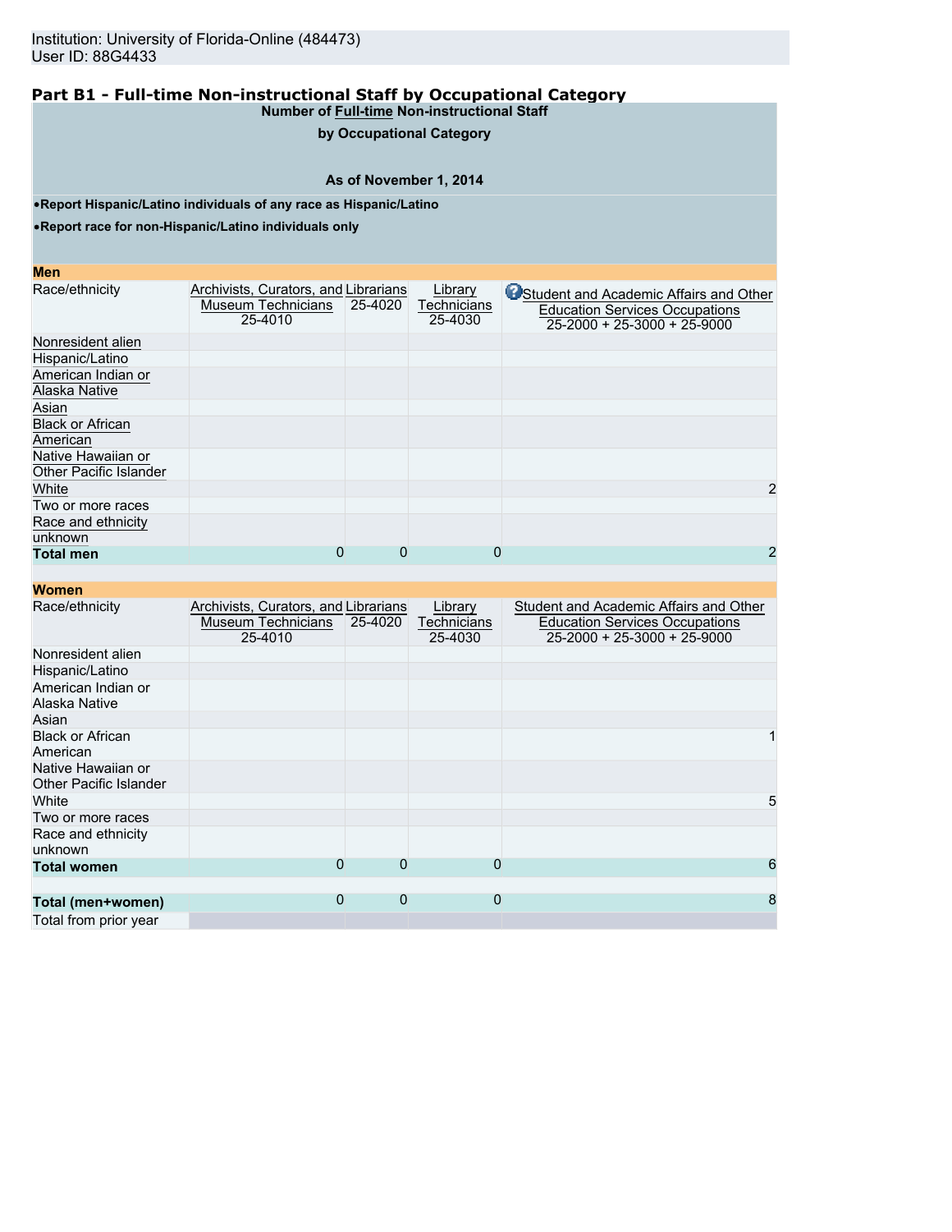Institution: University of Florida-Online (484473)
User ID: 88G4433

## Part B1 - Full-time Non-instructional Staff by Occupational Category

**Number of Full-time Non-instructional Staff**

**by Occupational Category**

**As of November 1, 2014**

- **Report Hispanic/Latino individuals of any race as Hispanic/Latino**
- **Report race for non-Hispanic/Latino individuals only**

**Men**

| Race/ethnicity | Archivists, Curators, and Museum Technicians 25-4010 | Librarians 25-4020 | Library Technicians 25-4030 | Student and Academic Affairs and Other Education Services Occupations 25-2000 + 25-3000 + 25-9000 |
|---|---|---|---|---|
| Nonresident alien | | | | |
| Hispanic/Latino | | | | |
| American Indian or Alaska Native | | | | |
| Asian | | | | |
| Black or African American | | | | |
| Native Hawaiian or Other Pacific Islander | | | | |
| White | | | | 2 |
| Two or more races | | | | |
| Race and ethnicity unknown | | | | |
| **Total men** | 0 | 0 | 0 | 2 |

**Women**

| Race/ethnicity | Archivists, Curators, and Museum Technicians 25-4010 | Librarians 25-4020 | Library Technicians 25-4030 | Student and Academic Affairs and Other Education Services Occupations 25-2000 + 25-3000 + 25-9000 |
|---|---|---|---|---|
| Nonresident alien | | | | |
| Hispanic/Latino | | | | |
| American Indian or Alaska Native | | | | |
| Asian | | | | |
| Black or African American | | | | 1 |
| Native Hawaiian or Other Pacific Islander | | | | |
| White | | | | 5 |
| Two or more races | | | | |
| Race and ethnicity unknown | | | | |
| **Total women** | 0 | 0 | 0 | 6 |
| | | | | |
| **Total (men+women)** | 0 | 0 | 0 | 8 |
| Total from prior year | | | | |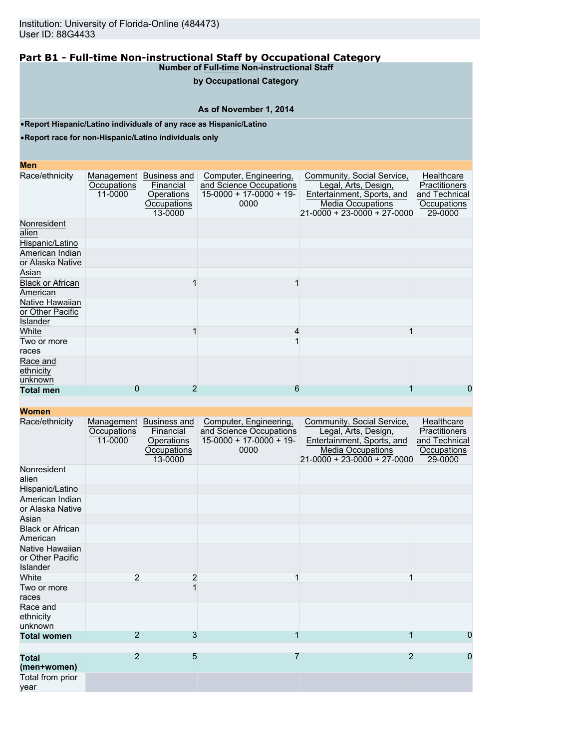Institution: University of Florida-Online (484473)
User ID: 88G4433

## Part B1 - Full-time Non-instructional Staff by Occupational Category

**Number of Full-time Non-instructional Staff by Occupational Category**

**As of November 1, 2014**

- **Report Hispanic/Latino individuals of any race as Hispanic/Latino**
- **Report race for non-Hispanic/Latino individuals only**

### Men

| Race/ethnicity | Management Occupations 11-0000 | Business and Financial Operations Occupations 13-0000 | Computer, Engineering, and Science Occupations 15-0000 + 17-0000 + 19-0000 | Community, Social Service, Legal, Arts, Design, Entertainment, Sports, and Media Occupations 21-0000 + 23-0000 + 27-0000 | Healthcare Practitioners and Technical Occupations 29-0000 |
|---|---|---|---|---|---|
| Nonresident alien | | | | | |
| Hispanic/Latino | | | | | |
| American Indian or Alaska Native | | | | | |
| Asian | | | | | |
| Black or African American | | 1 | 1 | | |
| Native Hawaiian or Other Pacific Islander | | | | | |
| White | | 1 | 4 | 1 | |
| Two or more races | | | 1 | | |
| Race and ethnicity unknown | | | | | |
| **Total men** | 0 | 2 | 6 | 1 | 0 |

### Women

| Race/ethnicity | Management Occupations 11-0000 | Business and Financial Operations Occupations 13-0000 | Computer, Engineering, and Science Occupations 15-0000 + 17-0000 + 19-0000 | Community, Social Service, Legal, Arts, Design, Entertainment, Sports, and Media Occupations 21-0000 + 23-0000 + 27-0000 | Healthcare Practitioners and Technical Occupations 29-0000 |
|---|---|---|---|---|---|
| Nonresident alien | | | | | |
| Hispanic/Latino | | | | | |
| American Indian or Alaska Native | | | | | |
| Asian | | | | | |
| Black or African American | | | | | |
| Native Hawaiian or Other Pacific Islander | | | | | |
| White | 2 | 2 | 1 | 1 | |
| Two or more races | | 1 | | | |
| Race and ethnicity unknown | | | | | |
| **Total women** | 2 | 3 | 1 | 1 | 0 |
| | | | | | |
| **Total (men+women)** | 2 | 5 | 7 | 2 | 0 |
| Total from prior year | | | | | |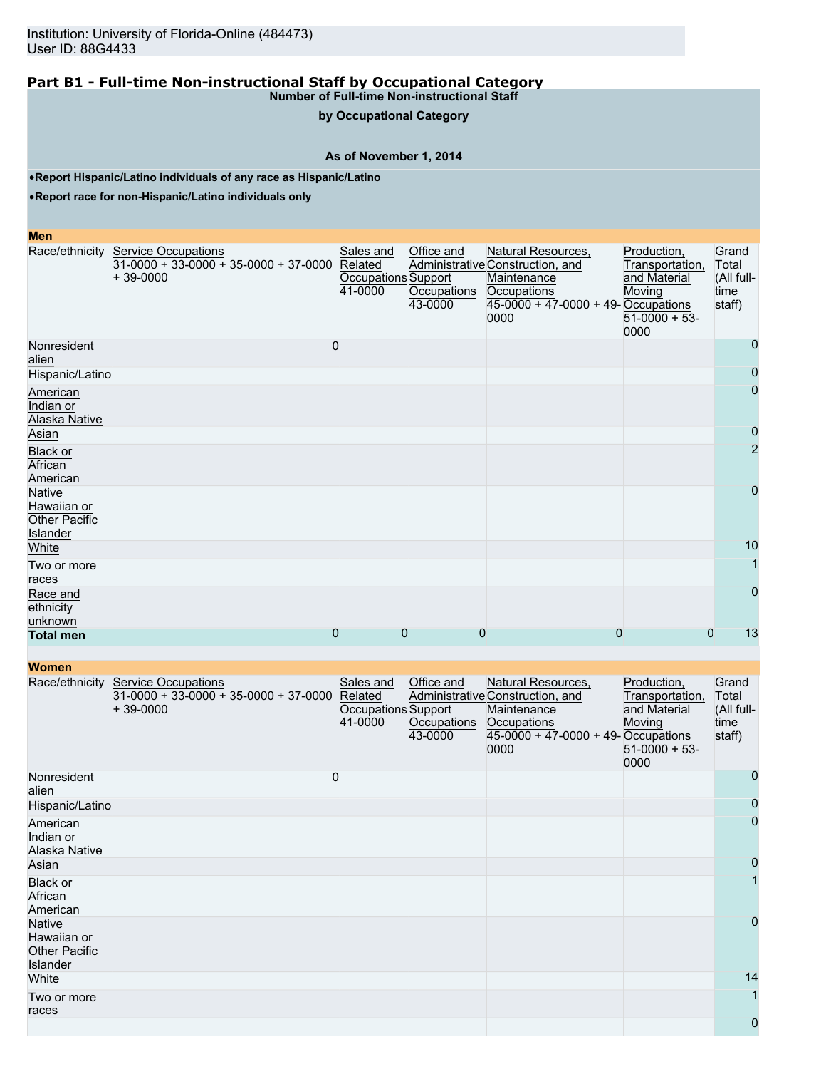Institution: University of Florida-Online (484473)
User ID: 88G4433

## Part B1 - Full-time Non-instructional Staff by Occupational Category

**Number of Full-time Non-instructional Staff**

**by Occupational Category**

**As of November 1, 2014**

- **Report Hispanic/Latino individuals of any race as Hispanic/Latino**
- **Report race for non-Hispanic/Latino individuals only**

**Men**

| Race/ethnicity | Service Occupations 31-0000 + 33-0000 + 35-0000 + 37-0000 + 39-0000 | Sales and Related Occupations 41-0000 | Office and Administrative Support Occupations 43-0000 | Natural Resources, Construction, and Maintenance Occupations 45-0000 + 47-0000 + 49-0000 | Production, Transportation, and Material Moving Occupations 51-0000 + 53-0000 | Grand Total (All full-time staff) |
|---|---|---|---|---|---|---|
| Nonresident alien | 0 | | | | | 0 |
| Hispanic/Latino | | | | | | 0 |
| American Indian or Alaska Native | | | | | | 0 |
| Asian | | | | | | 0 |
| Black or African American | | | | | | 2 |
| Native Hawaiian or Other Pacific Islander | | | | | | 0 |
| White | | | | | | 10 |
| Two or more races | | | | | | 1 |
| Race and ethnicity unknown | | | | | | 0 |
| **Total men** | 0 | 0 | 0 | 0 | 0 | 13 |

**Women**

| Race/ethnicity | Service Occupations 31-0000 + 33-0000 + 35-0000 + 37-0000 + 39-0000 | Sales and Related Occupations 41-0000 | Office and Administrative Support Occupations 43-0000 | Natural Resources, Construction, and Maintenance Occupations 45-0000 + 47-0000 + 49-0000 | Production, Transportation, and Material Moving Occupations 51-0000 + 53-0000 | Grand Total (All full-time staff) |
|---|---|---|---|---|---|---|
| Nonresident alien | 0 | | | | | 0 |
| Hispanic/Latino | | | | | | 0 |
| American Indian or Alaska Native | | | | | | 0 |
| Asian | | | | | | 0 |
| Black or African American | | | | | | 1 |
| Native Hawaiian or Other Pacific Islander | | | | | | 0 |
| White | | | | | | 14 |
| Two or more races | | | | | | 1 |
| | | | | | | 0 |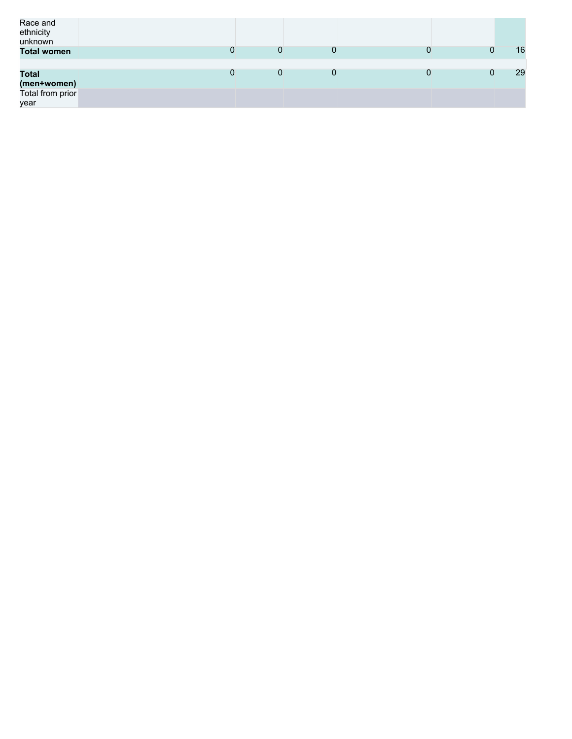| | | | | | | |
|---|---|---|---|---|---|---|
| Race and ethnicity unknown | | | | | | |
| **Total women** | 0 | 0 | 0 | 0 | 0 | 16 |
| | | | | | | |
| **Total (men+women)** | 0 | 0 | 0 | 0 | 0 | 29 |
| Total from prior year | | | | | | |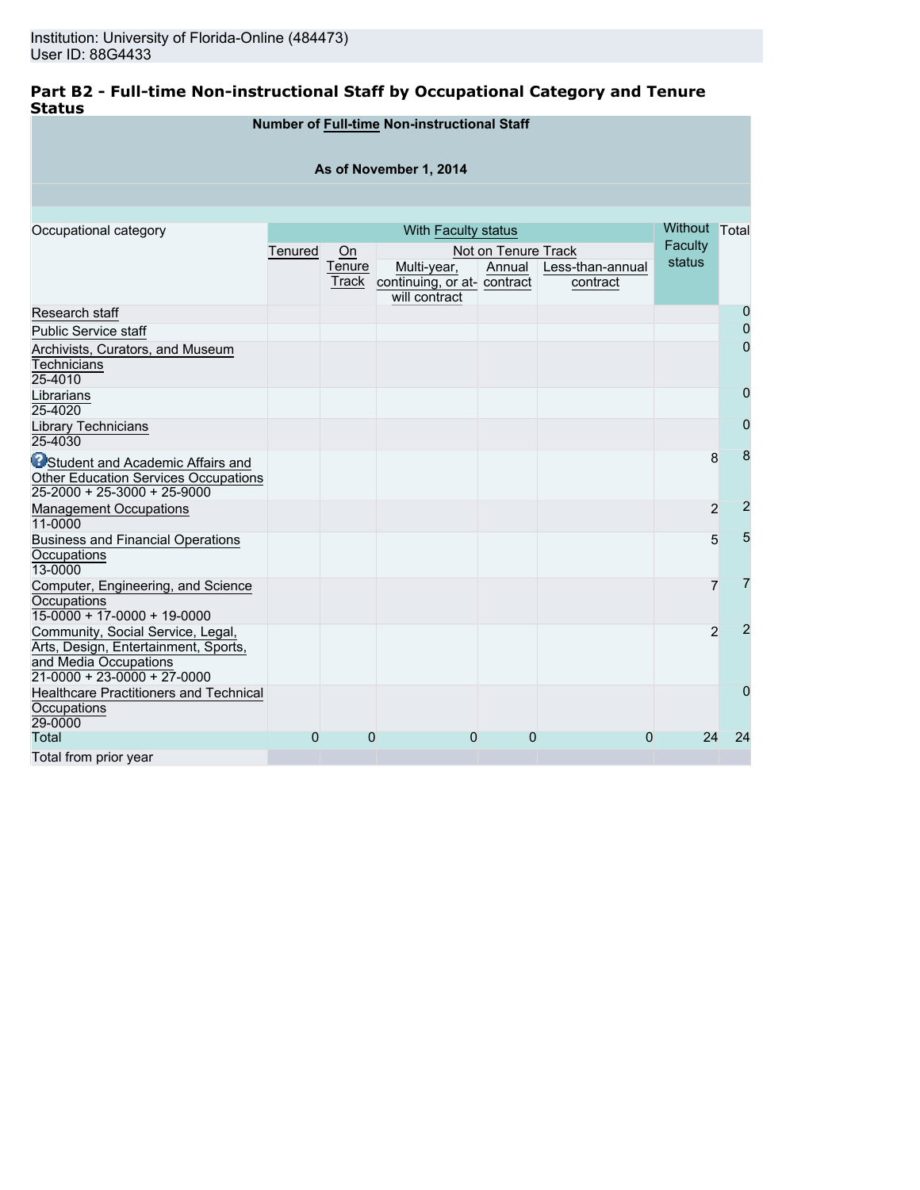Institution: University of Florida-Online (484473)
User ID: 88G4433

## Part B2 - Full-time Non-instructional Staff by Occupational Category and Tenure Status

**Number of Full-time Non-instructional Staff**

**As of November 1, 2014**

| Occupational category | With Faculty status | | | | | Without Faculty status | Total |
|---|---|---|---|---|---|---|---|
| | Tenured | On Tenure Track | Not on Tenure Track | | | | |
| | | | Multi-year, continuing, or at-will contract | Annual contract | Less-than-annual contract | | |
| Research staff | | | | | | | 0 |
| Public Service staff | | | | | | | 0 |
| Archivists, Curators, and Museum Technicians 25-4010 | | | | | | | 0 |
| Librarians 25-4020 | | | | | | | 0 |
| Library Technicians 25-4030 | | | | | | | 0 |
| Student and Academic Affairs and Other Education Services Occupations 25-2000 + 25-3000 + 25-9000 | | | | | | 8 | 8 |
| Management Occupations 11-0000 | | | | | | 2 | 2 |
| Business and Financial Operations Occupations 13-0000 | | | | | | 5 | 5 |
| Computer, Engineering, and Science Occupations 15-0000 + 17-0000 + 19-0000 | | | | | | 7 | 7 |
| Community, Social Service, Legal, Arts, Design, Entertainment, Sports, and Media Occupations 21-0000 + 23-0000 + 27-0000 | | | | | | 2 | 2 |
| Healthcare Practitioners and Technical Occupations 29-0000 | | | | | | | 0 |
| Total | 0 | 0 | 0 | 0 | 0 | 24 | 24 |
| Total from prior year | | | | | | | |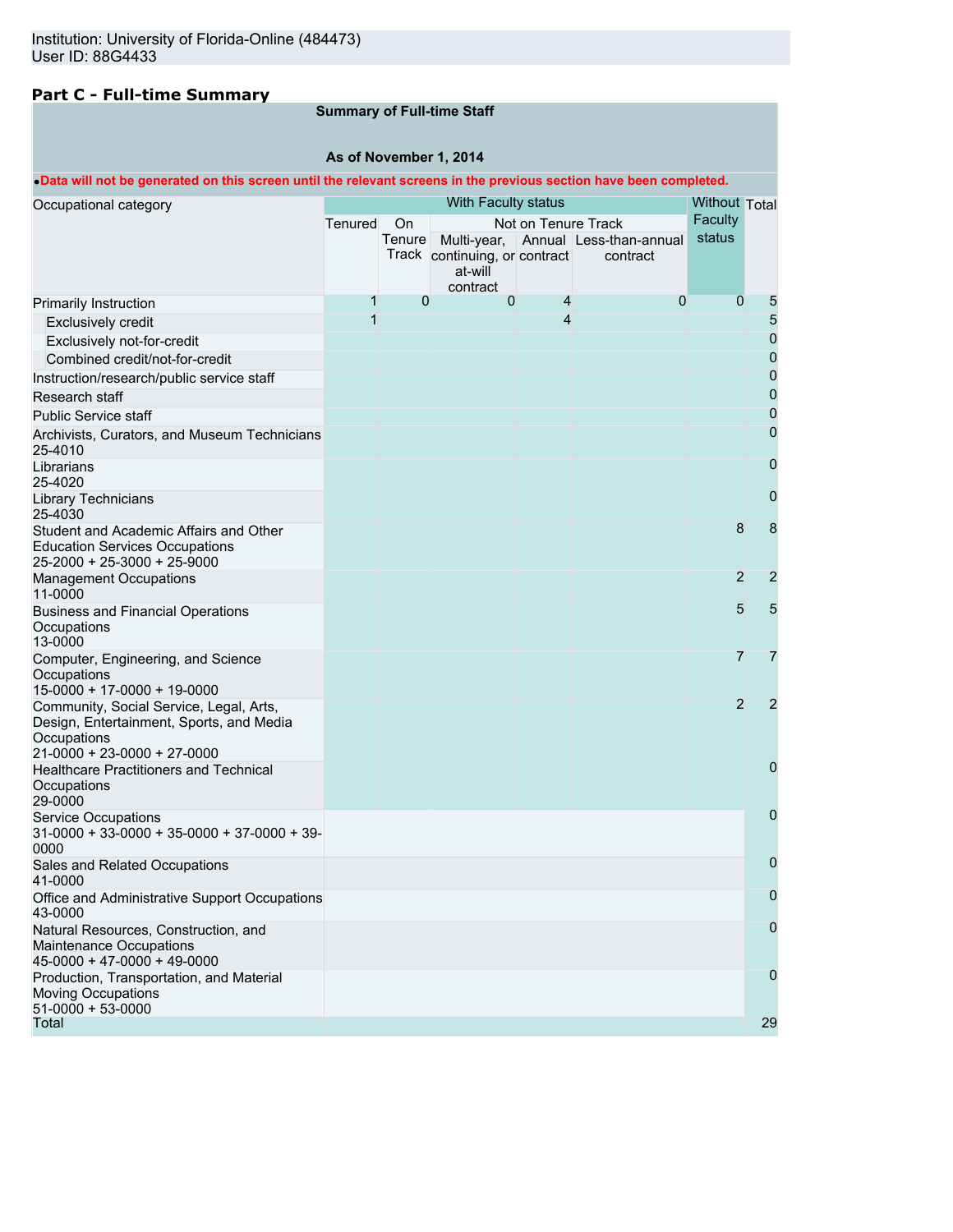Institution: University of Florida-Online (484473)
User ID: 88G4433

## Part C - Full-time Summary

**Summary of Full-time Staff**

**As of November 1, 2014**

•**Data will not be generated on this screen until the relevant screens in the previous section have been completed.**

| Occupational category | With Faculty status | | | | | Without Faculty status | Total |
|---|---|---|---|---|---|---|---|
| | Tenured | On Tenure Track | Not on Tenure Track | | | | |
| | | | Multi-year, continuing, or at-will contract | Annual contract | Less-than-annual contract | | |
| Primarily Instruction | 1 | 0 | 0 | 4 | 0 | 0 | 5 |
| Exclusively credit | 1 | | | 4 | | | 5 |
| Exclusively not-for-credit | | | | | | | 0 |
| Combined credit/not-for-credit | | | | | | | 0 |
| Instruction/research/public service staff | | | | | | | 0 |
| Research staff | | | | | | | 0 |
| Public Service staff | | | | | | | 0 |
| Archivists, Curators, and Museum Technicians 25-4010 | | | | | | | 0 |
| Librarians 25-4020 | | | | | | | 0 |
| Library Technicians 25-4030 | | | | | | | 0 |
| Student and Academic Affairs and Other Education Services Occupations 25-2000 + 25-3000 + 25-9000 | | | | | | 8 | 8 |
| Management Occupations 11-0000 | | | | | | 2 | 2 |
| Business and Financial Operations Occupations 13-0000 | | | | | | 5 | 5 |
| Computer, Engineering, and Science Occupations 15-0000 + 17-0000 + 19-0000 | | | | | | 7 | 7 |
| Community, Social Service, Legal, Arts, Design, Entertainment, Sports, and Media Occupations 21-0000 + 23-0000 + 27-0000 | | | | | | 2 | 2 |
| Healthcare Practitioners and Technical Occupations 29-0000 | | | | | | | 0 |
| Service Occupations 31-0000 + 33-0000 + 35-0000 + 37-0000 + 39-0000 | | | | | | | 0 |
| Sales and Related Occupations 41-0000 | | | | | | | 0 |
| Office and Administrative Support Occupations 43-0000 | | | | | | | 0 |
| Natural Resources, Construction, and Maintenance Occupations 45-0000 + 47-0000 + 49-0000 | | | | | | | 0 |
| Production, Transportation, and Material Moving Occupations 51-0000 + 53-0000 | | | | | | | 0 |
| Total | | | | | | | 29 |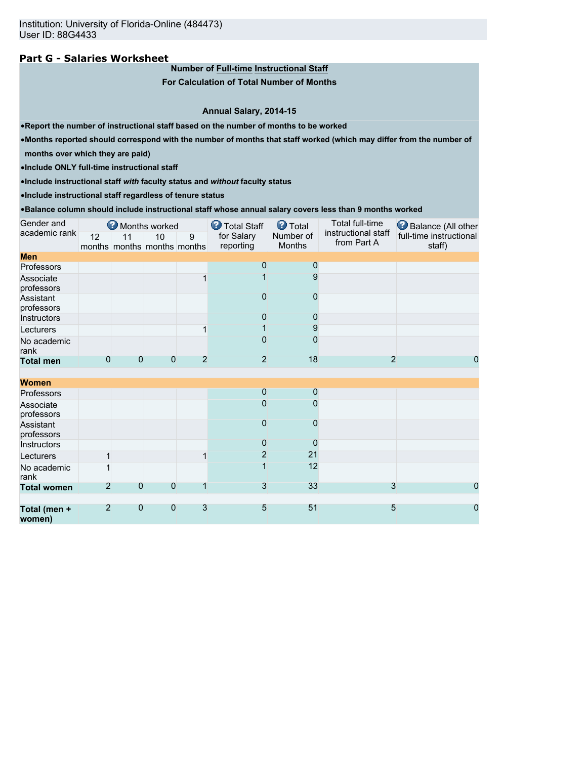Institution: University of Florida-Online (484473)
User ID: 88G4433

## Part G - Salaries Worksheet

**Number of Full-time Instructional Staff**
**For Calculation of Total Number of Months**

**Annual Salary, 2014-15**

- **Report the number of instructional staff based on the number of months to be worked**
- **Months reported should correspond with the number of months that staff worked (which may differ from the number of months over which they are paid)**
- **Include ONLY full-time instructional staff**
- **Include instructional staff *with* faculty status and *without* faculty status**
- **Include instructional staff regardless of tenure status**
- **Balance column should include instructional staff whose annual salary covers less than 9 months worked**

| Gender and academic rank | Months worked | | | | Total Staff for Salary reporting | Total Number of Months | Total full-time instructional staff from Part A | Balance (All other full-time instructional staff) |
|---|---|---|---|---|---|---|---|---|
| | 12 months | 11 months | 10 months | 9 months | | | | |
| **Men** | | | | | | | | |
| Professors | | | | | 0 | 0 | | |
| Associate professors | | | | 1 | 1 | 9 | | |
| Assistant professors | | | | | 0 | 0 | | |
| Instructors | | | | | 0 | 0 | | |
| Lecturers | | | | 1 | 1 | 9 | | |
| No academic rank | | | | | 0 | 0 | | |
| **Total men** | 0 | 0 | 0 | 2 | 2 | 18 | 2 | 0 |
| **Women** | | | | | | | | |
| Professors | | | | | 0 | 0 | | |
| Associate professors | | | | | 0 | 0 | | |
| Assistant professors | | | | | 0 | 0 | | |
| Instructors | | | | | 0 | 0 | | |
| Lecturers | 1 | | | 1 | 2 | 21 | | |
| No academic rank | 1 | | | | 1 | 12 | | |
| **Total women** | 2 | 0 | 0 | 1 | 3 | 33 | 3 | 0 |
| **Total (men + women)** | 2 | 0 | 0 | 3 | 5 | 51 | 5 | 0 |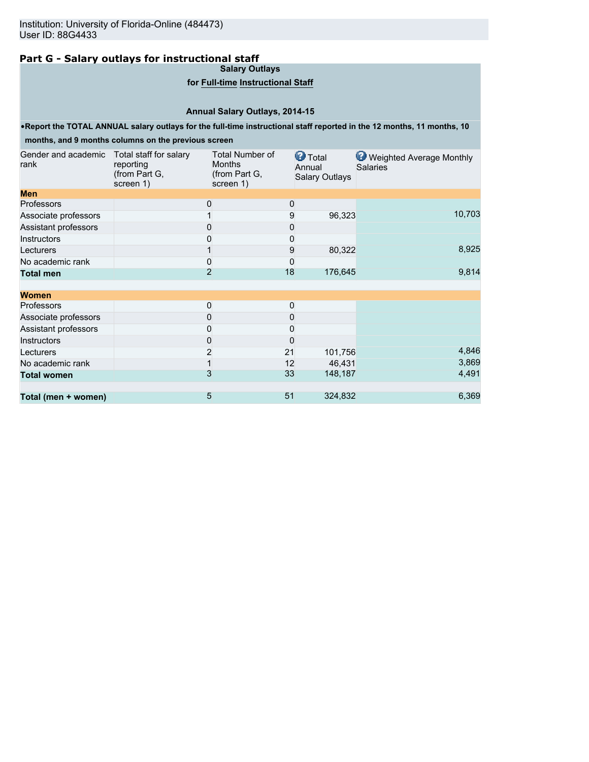Institution: University of Florida-Online (484473)
User ID: 88G4433

## Part G - Salary outlays for instructional staff

**Salary Outlays**

**for Full-time Instructional Staff**

**Annual Salary Outlays, 2014-15**

- **Report the TOTAL ANNUAL salary outlays for the full-time instructional staff reported in the 12 months, 11 months, 10 months, and 9 months columns on the previous screen**

| Gender and academic rank | Total staff for salary reporting (from Part G, screen 1) | Total Number of Months (from Part G, screen 1) | Total Annual Salary Outlays | Weighted Average Monthly Salaries |
|---|---|---|---|---|
| **Men** | | | | |
| Professors | 0 | 0 | | |
| Associate professors | 1 | 9 | 96,323 | 10,703 |
| Assistant professors | 0 | 0 | | |
| Instructors | 0 | 0 | | |
| Lecturers | 1 | 9 | 80,322 | 8,925 |
| No academic rank | 0 | 0 | | |
| **Total men** | 2 | 18 | 176,645 | 9,814 |
| **Women** | | | | |
| Professors | 0 | 0 | | |
| Associate professors | 0 | 0 | | |
| Assistant professors | 0 | 0 | | |
| Instructors | 0 | 0 | | |
| Lecturers | 2 | 21 | 101,756 | 4,846 |
| No academic rank | 1 | 12 | 46,431 | 3,869 |
| **Total women** | 3 | 33 | 148,187 | 4,491 |
| **Total (men + women)** | 5 | 51 | 324,832 | 6,369 |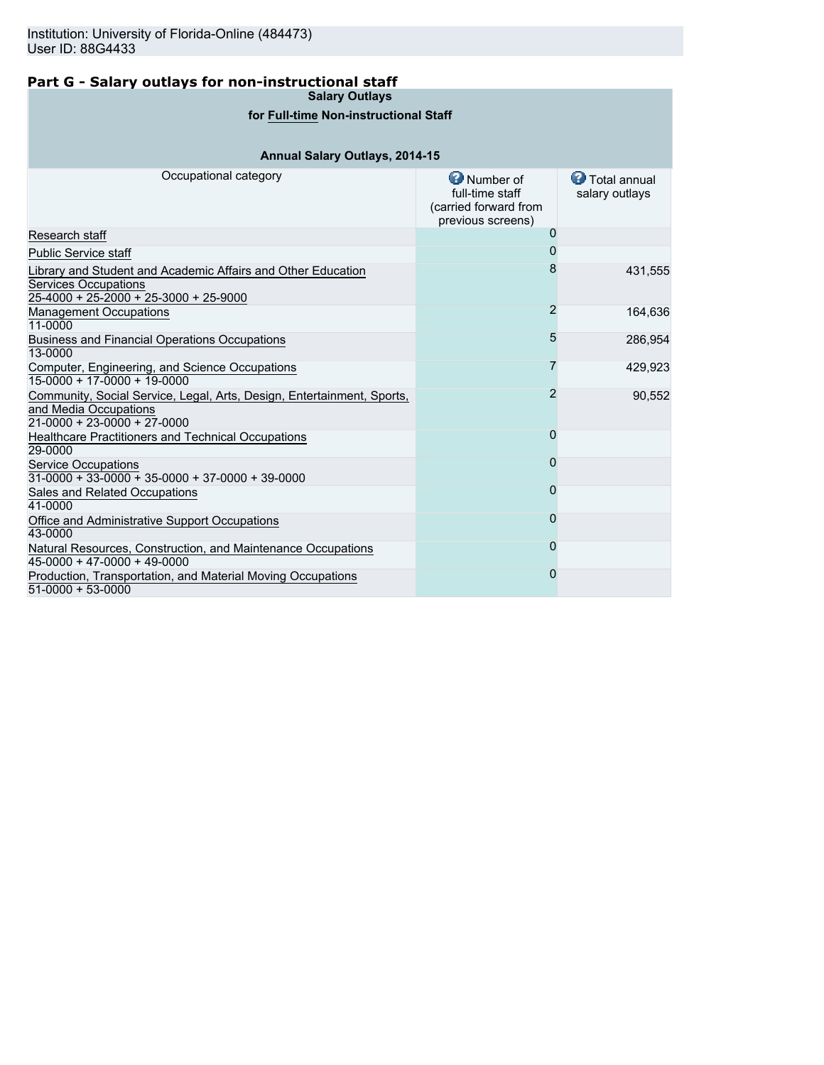Institution: University of Florida-Online (484473)
User ID: 88G4433

## Part G - Salary outlays for non-instructional staff

| Salary Outlays for Full-time Non-instructional Staff | | |
|---|---|---|
| Annual Salary Outlays, 2014-15 | | |
| Occupational category | Number of full-time staff (carried forward from previous screens) | Total annual salary outlays |
| Research staff | 0 | |
| Public Service staff | 0 | |
| Library and Student and Academic Affairs and Other Education Services Occupations 25-4000 + 25-2000 + 25-3000 + 25-9000 | 8 | 431,555 |
| Management Occupations 11-0000 | 2 | 164,636 |
| Business and Financial Operations Occupations 13-0000 | 5 | 286,954 |
| Computer, Engineering, and Science Occupations 15-0000 + 17-0000 + 19-0000 | 7 | 429,923 |
| Community, Social Service, Legal, Arts, Design, Entertainment, Sports, and Media Occupations 21-0000 + 23-0000 + 27-0000 | 2 | 90,552 |
| Healthcare Practitioners and Technical Occupations 29-0000 | 0 | |
| Service Occupations 31-0000 + 33-0000 + 35-0000 + 37-0000 + 39-0000 | 0 | |
| Sales and Related Occupations 41-0000 | 0 | |
| Office and Administrative Support Occupations 43-0000 | 0 | |
| Natural Resources, Construction, and Maintenance Occupations 45-0000 + 47-0000 + 49-0000 | 0 | |
| Production, Transportation, and Material Moving Occupations 51-0000 + 53-0000 | 0 | |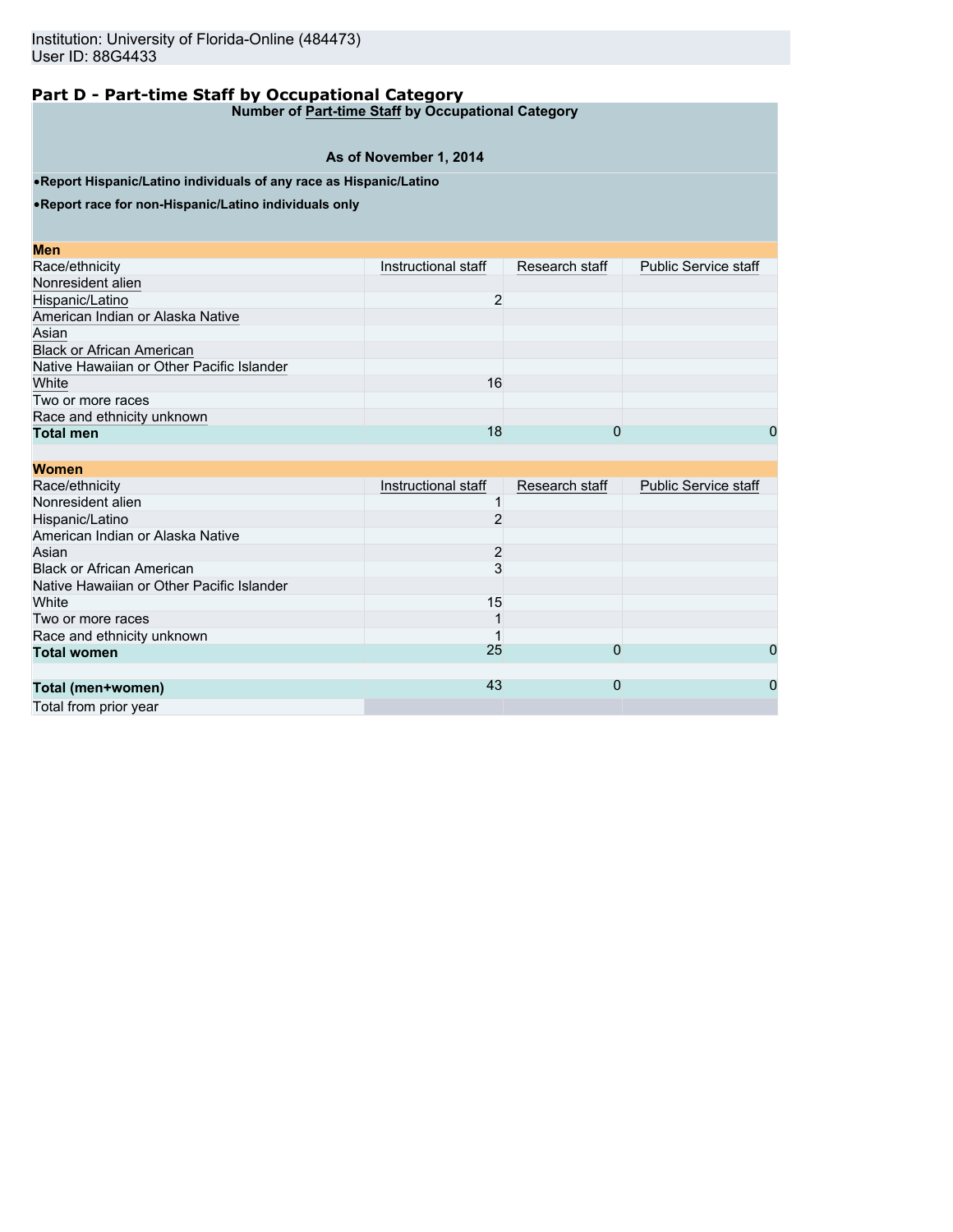Institution: University of Florida-Online (484473)
User ID: 88G4433

## Part D - Part-time Staff by Occupational Category

**Number of Part-time Staff by Occupational Category**

**As of November 1, 2014**

- **Report Hispanic/Latino individuals of any race as Hispanic/Latino**
- **Report race for non-Hispanic/Latino individuals only**

**Men**

| Race/ethnicity | Instructional staff | Research staff | Public Service staff |
|---|---|---|---|
| Nonresident alien | | | |
| Hispanic/Latino | 2 | | |
| American Indian or Alaska Native | | | |
| Asian | | | |
| Black or African American | | | |
| Native Hawaiian or Other Pacific Islander | | | |
| White | 16 | | |
| Two or more races | | | |
| Race and ethnicity unknown | | | |
| **Total men** | 18 | 0 | 0 |

**Women**

| Race/ethnicity | Instructional staff | Research staff | Public Service staff |
|---|---|---|---|
| Nonresident alien | 1 | | |
| Hispanic/Latino | 2 | | |
| American Indian or Alaska Native | | | |
| Asian | 2 | | |
| Black or African American | 3 | | |
| Native Hawaiian or Other Pacific Islander | | | |
| White | 15 | | |
| Two or more races | 1 | | |
| Race and ethnicity unknown | 1 | | |
| **Total women** | 25 | 0 | 0 |
| | | | |
| **Total (men+women)** | 43 | 0 | 0 |
| Total from prior year | | | |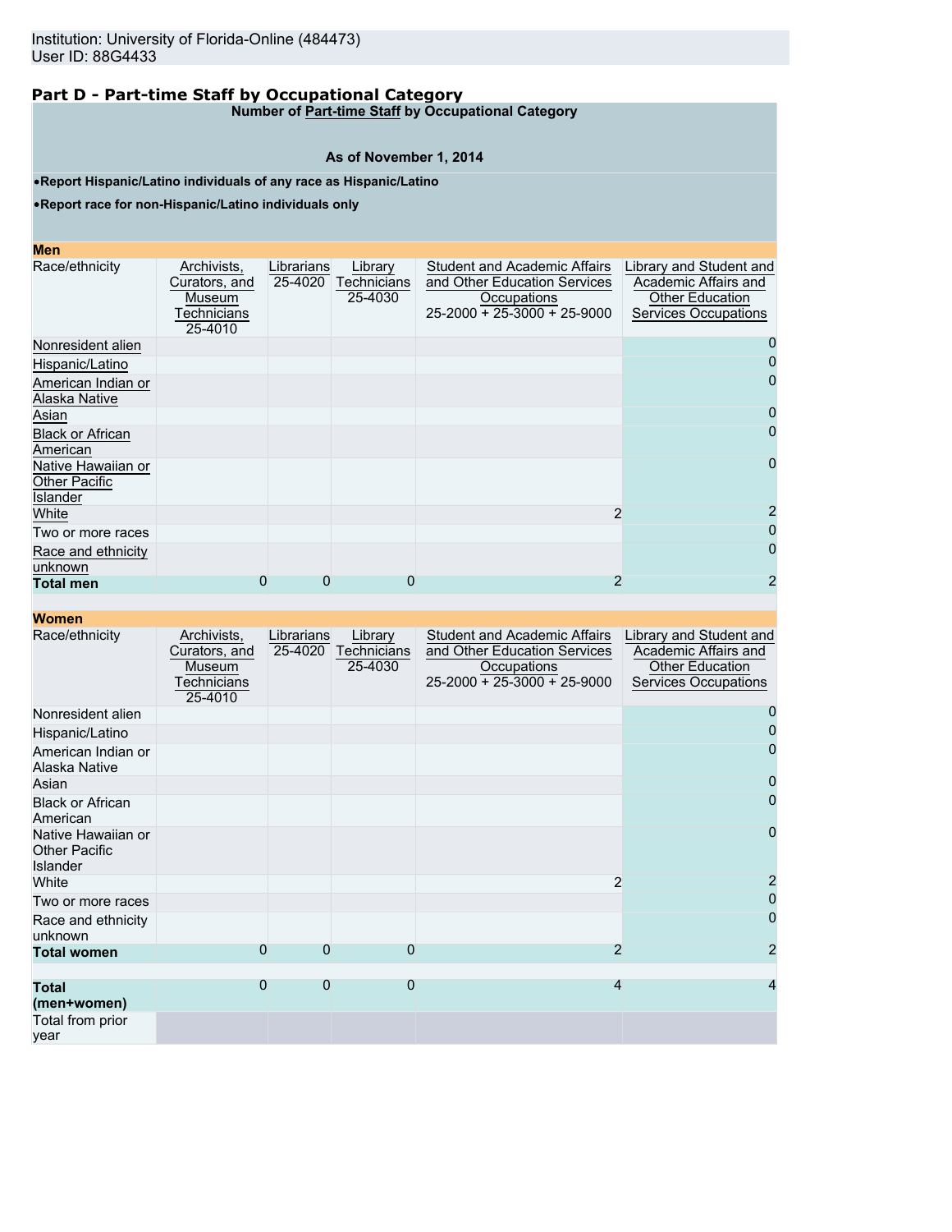Institution: University of Florida-Online (484473)
User ID: 88G4433

## Part D - Part-time Staff by Occupational Category

**Number of Part-time Staff by Occupational Category**

**As of November 1, 2014**

- **Report Hispanic/Latino individuals of any race as Hispanic/Latino**
- **Report race for non-Hispanic/Latino individuals only**

**Men**

| Race/ethnicity | Archivists, Curators, and Museum Technicians 25-4010 | Librarians 25-4020 | Library Technicians 25-4030 | Student and Academic Affairs and Other Education Services Occupations 25-2000 + 25-3000 + 25-9000 | Library and Student and Academic Affairs and Other Education Services Occupations |
|---|---|---|---|---|---|
| Nonresident alien | | | | | 0 |
| Hispanic/Latino | | | | | 0 |
| American Indian or Alaska Native | | | | | 0 |
| Asian | | | | | 0 |
| Black or African American | | | | | 0 |
| Native Hawaiian or Other Pacific Islander | | | | | 0 |
| White | | | | 2 | 2 |
| Two or more races | | | | | 0 |
| Race and ethnicity unknown | | | | | 0 |
| **Total men** | 0 | 0 | 0 | 2 | 2 |

**Women**

| Race/ethnicity | Archivists, Curators, and Museum Technicians 25-4010 | Librarians 25-4020 | Library Technicians 25-4030 | Student and Academic Affairs and Other Education Services Occupations 25-2000 + 25-3000 + 25-9000 | Library and Student and Academic Affairs and Other Education Services Occupations |
|---|---|---|---|---|---|
| Nonresident alien | | | | | 0 |
| Hispanic/Latino | | | | | 0 |
| American Indian or Alaska Native | | | | | 0 |
| Asian | | | | | 0 |
| Black or African American | | | | | 0 |
| Native Hawaiian or Other Pacific Islander | | | | | 0 |
| White | | | | 2 | 2 |
| Two or more races | | | | | 0 |
| Race and ethnicity unknown | | | | | 0 |
| **Total women** | 0 | 0 | 0 | 2 | 2 |
| | | | | | |
| **Total (men+women)** | 0 | 0 | 0 | 4 | 4 |
| Total from prior year | | | | | |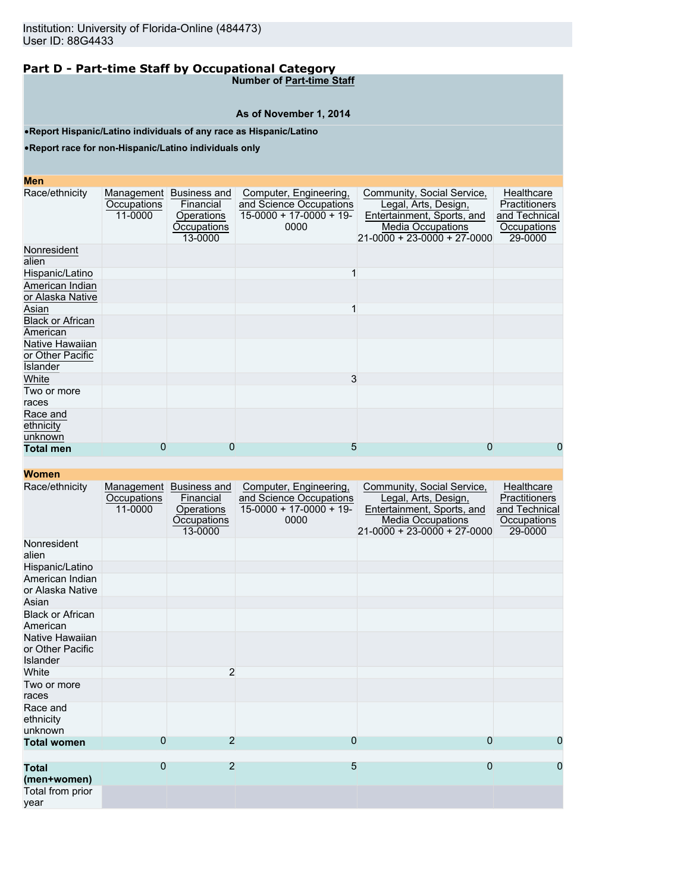Institution: University of Florida-Online (484473)
User ID: 88G4433

## Part D - Part-time Staff by Occupational Category

**Number of Part-time Staff**

**As of November 1, 2014**

- **Report Hispanic/Latino individuals of any race as Hispanic/Latino**
- **Report race for non-Hispanic/Latino individuals only**

**Men**

| Race/ethnicity | Management Occupations 11-0000 | Business and Financial Operations Occupations 13-0000 | Computer, Engineering, and Science Occupations 15-0000 + 17-0000 + 19-0000 | Community, Social Service, Legal, Arts, Design, Entertainment, Sports, and Media Occupations 21-0000 + 23-0000 + 27-0000 | Healthcare Practitioners and Technical Occupations 29-0000 |
|---|---|---|---|---|---|
| Nonresident alien | | | | | |
| Hispanic/Latino | | | 1 | | |
| American Indian or Alaska Native | | | | | |
| Asian | | | 1 | | |
| Black or African American | | | | | |
| Native Hawaiian or Other Pacific Islander | | | | | |
| White | | | 3 | | |
| Two or more races | | | | | |
| Race and ethnicity unknown | | | | | |
| **Total men** | 0 | 0 | 5 | 0 | 0 |

**Women**

| Race/ethnicity | Management Occupations 11-0000 | Business and Financial Operations Occupations 13-0000 | Computer, Engineering, and Science Occupations 15-0000 + 17-0000 + 19-0000 | Community, Social Service, Legal, Arts, Design, Entertainment, Sports, and Media Occupations 21-0000 + 23-0000 + 27-0000 | Healthcare Practitioners and Technical Occupations 29-0000 |
|---|---|---|---|---|---|
| Nonresident alien | | | | | |
| Hispanic/Latino | | | | | |
| American Indian or Alaska Native | | | | | |
| Asian | | | | | |
| Black or African American | | | | | |
| Native Hawaiian or Other Pacific Islander | | | | | |
| White | | 2 | | | |
| Two or more races | | | | | |
| Race and ethnicity unknown | | | | | |
| **Total women** | 0 | 2 | 0 | 0 | 0 |
| **Total (men+women)** | 0 | 2 | 5 | 0 | 0 |
| Total from prior year | | | | | |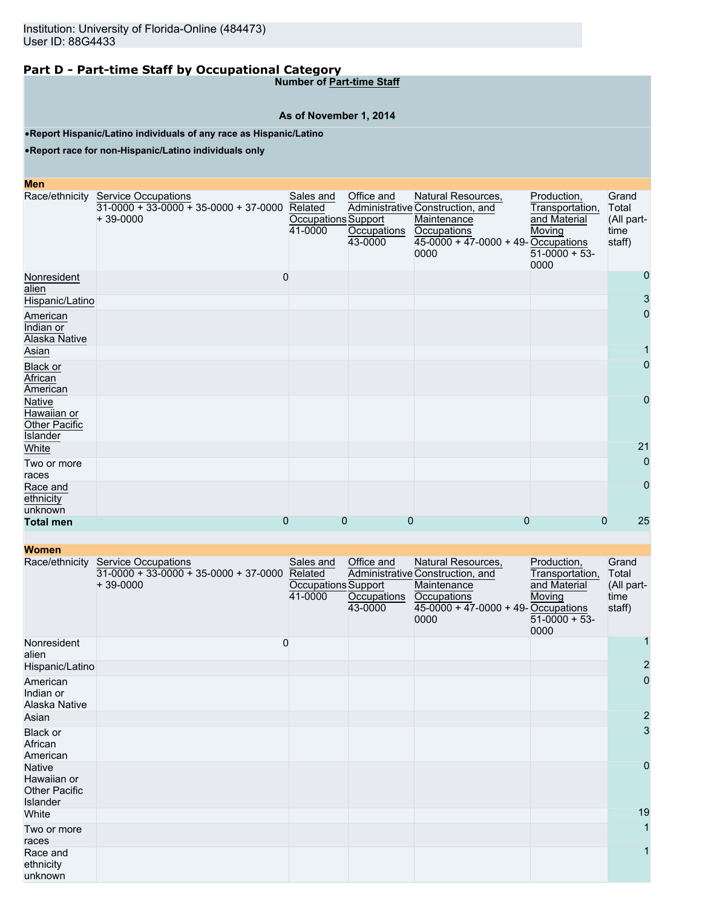Institution: University of Florida-Online (484473)
User ID: 88G4433

## Part D - Part-time Staff by Occupational Category

**Number of Part-time Staff**

**As of November 1, 2014**

- **Report Hispanic/Latino individuals of any race as Hispanic/Latino**
- **Report race for non-Hispanic/Latino individuals only**

**Men**

| Race/ethnicity | Service Occupations 31-0000 + 33-0000 + 35-0000 + 37-0000 + 39-0000 | Sales and Related Occupations 41-0000 | Office and Administrative Support Occupations 43-0000 | Natural Resources, Construction, and Maintenance Occupations 45-0000 + 47-0000 + 49-0000 | Production, Transportation, and Material Moving Occupations 51-0000 + 53-0000 | Grand Total (All part-time staff) |
|---|---|---|---|---|---|---|
| Nonresident alien | 0 | | | | | 0 |
| Hispanic/Latino | | | | | | 3 |
| American Indian or Alaska Native | | | | | | 0 |
| Asian | | | | | | 1 |
| Black or African American | | | | | | 0 |
| Native Hawaiian or Other Pacific Islander | | | | | | 0 |
| White | | | | | | 21 |
| Two or more races | | | | | | 0 |
| Race and ethnicity unknown | | | | | | 0 |
| **Total men** | 0 | 0 | 0 | 0 | 0 | 25 |

**Women**

| Race/ethnicity | Service Occupations 31-0000 + 33-0000 + 35-0000 + 37-0000 + 39-0000 | Sales and Related Occupations 41-0000 | Office and Administrative Support Occupations 43-0000 | Natural Resources, Construction, and Maintenance Occupations 45-0000 + 47-0000 + 49-0000 | Production, Transportation, and Material Moving Occupations 51-0000 + 53-0000 | Grand Total (All part-time staff) |
|---|---|---|---|---|---|---|
| Nonresident alien | 0 | | | | | 1 |
| Hispanic/Latino | | | | | | 2 |
| American Indian or Alaska Native | | | | | | 0 |
| Asian | | | | | | 2 |
| Black or African American | | | | | | 3 |
| Native Hawaiian or Other Pacific Islander | | | | | | 0 |
| White | | | | | | 19 |
| Two or more races | | | | | | 1 |
| Race and ethnicity unknown | | | | | | 1 |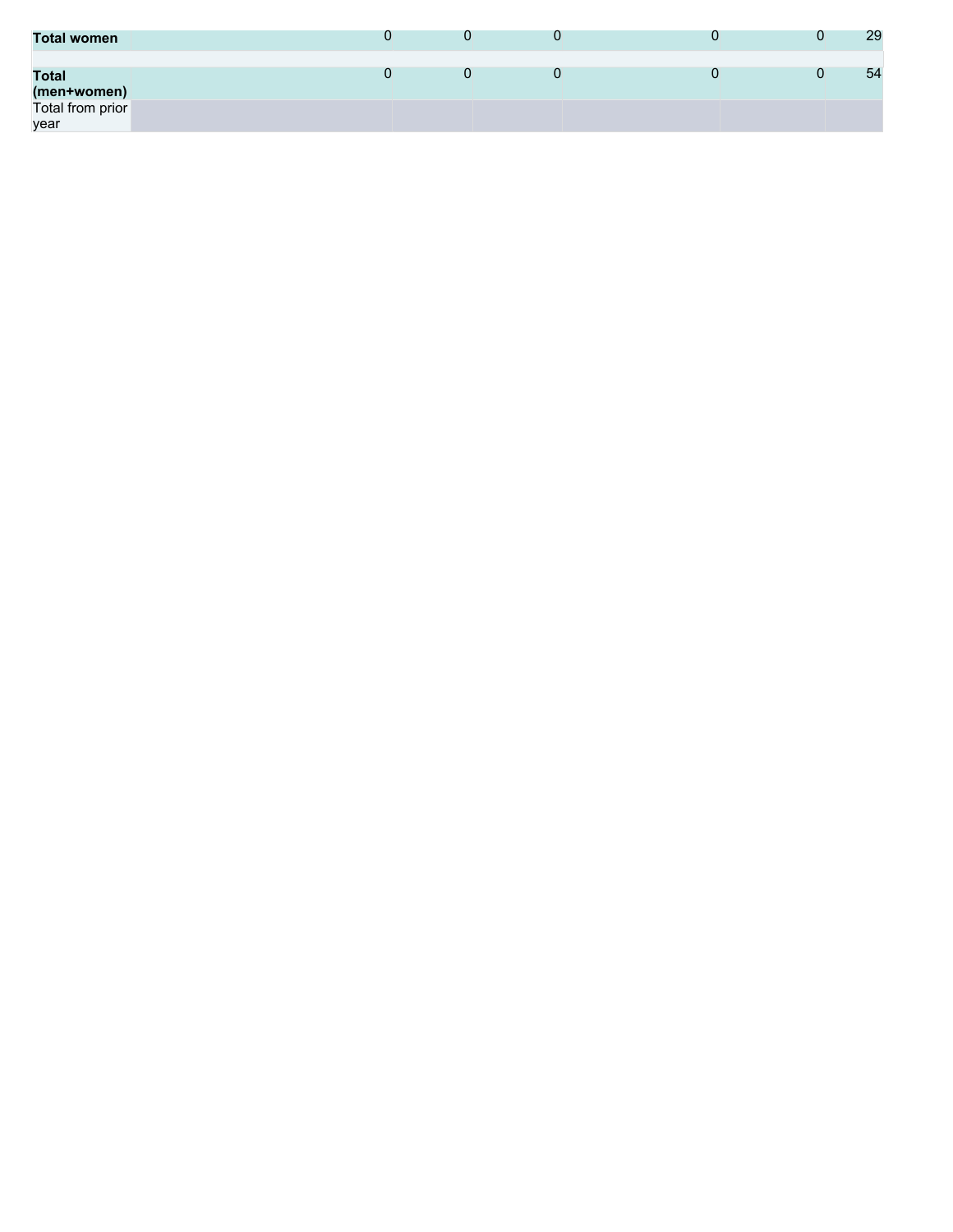| | | | | | | |
|---|---|---|---|---|---|---|
| **Total women** | 0 | 0 | 0 | 0 | 0 | 29 |
| | | | | | | |
| **Total (men+women)** | 0 | 0 | 0 | 0 | 0 | 54 |
| Total from prior year | | | | | | |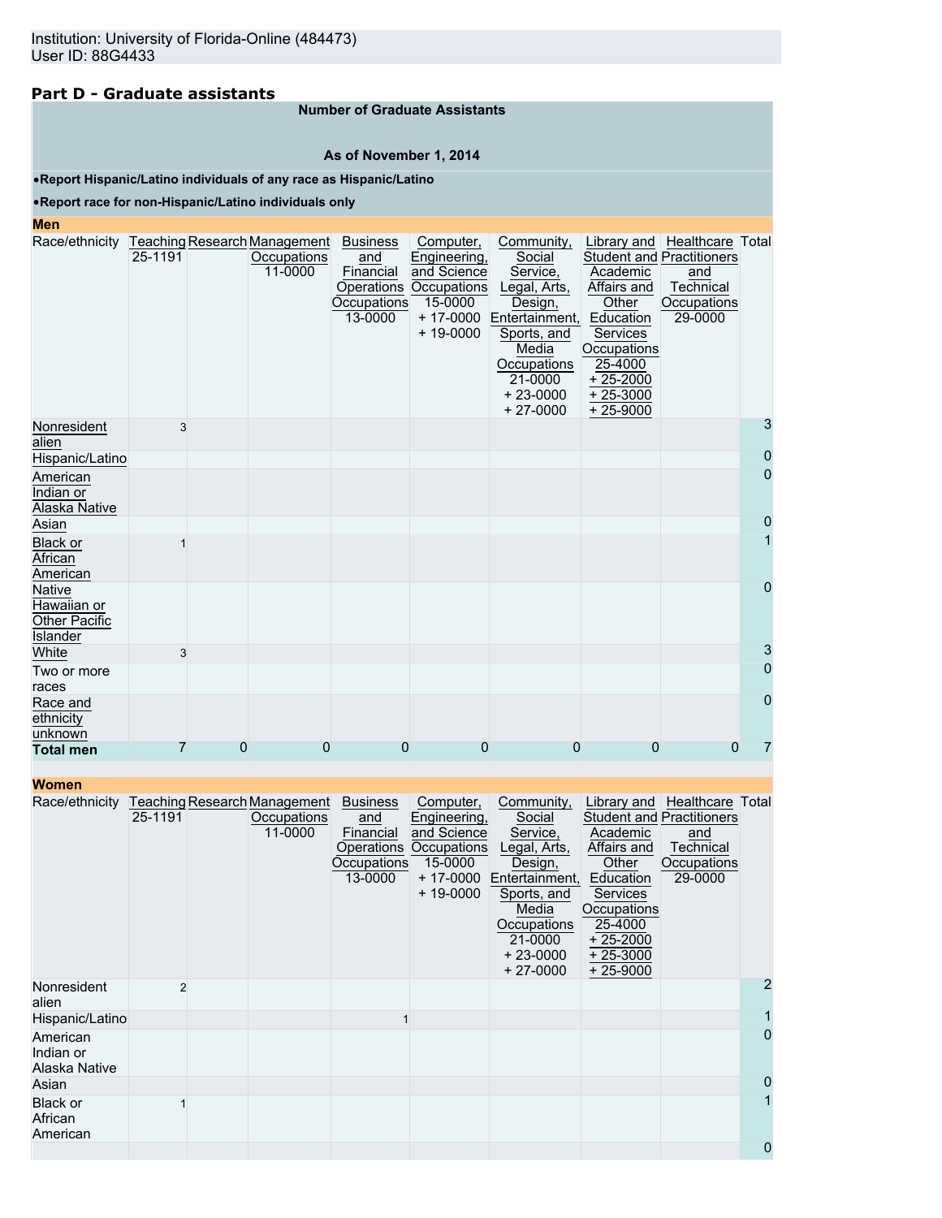Institution: University of Florida-Online (484473)
User ID: 88G4433

## Part D - Graduate assistants

**Number of Graduate Assistants**

**As of November 1, 2014**

**•Report Hispanic/Latino individuals of any race as Hispanic/Latino**

**•Report race for non-Hispanic/Latino individuals only**

**Men**

| Race/ethnicity | Teaching 25-1191 | Research | Management Occupations 11-0000 | Business and Financial Operations Occupations 13-0000 | Computer, Engineering, and Science Occupations 15-0000 + 17-0000 + 19-0000 | Community, Social Service, Legal, Arts, Design, Entertainment, Sports, and Media Occupations 21-0000 + 23-0000 + 27-0000 | Library and Student and Academic Affairs and Other Education Services Occupations 25-4000 + 25-2000 + 25-3000 + 25-9000 | Healthcare Practitioners and Technical Occupations 29-0000 | Total |
|---|---|---|---|---|---|---|---|---|---|
| Nonresident alien | 3 | | | | | | | | 3 |
| Hispanic/Latino | | | | | | | | | 0 |
| American Indian or Alaska Native | | | | | | | | | 0 |
| Asian | | | | | | | | | 0 |
| Black or African American | 1 | | | | | | | | 1 |
| Native Hawaiian or Other Pacific Islander | | | | | | | | | 0 |
| White | 3 | | | | | | | | 3 |
| Two or more races | | | | | | | | | 0 |
| Race and ethnicity unknown | | | | | | | | | 0 |
| **Total men** | 7 | 0 | 0 | 0 | 0 | 0 | 0 | 0 | 7 |

**Women**

| Race/ethnicity | Teaching 25-1191 | Research | Management Occupations 11-0000 | Business and Financial Operations Occupations 13-0000 | Computer, Engineering, and Science Occupations 15-0000 + 17-0000 + 19-0000 | Community, Social Service, Legal, Arts, Design, Entertainment, Sports, and Media Occupations 21-0000 + 23-0000 + 27-0000 | Library and Student and Academic Affairs and Other Education Services Occupations 25-4000 + 25-2000 + 25-3000 + 25-9000 | Healthcare Practitioners and Technical Occupations 29-0000 | Total |
|---|---|---|---|---|---|---|---|---|---|
| Nonresident alien | 2 | | | | | | | | 2 |
| Hispanic/Latino | | | | 1 | | | | | 1 |
| American Indian or Alaska Native | | | | | | | | | 0 |
| Asian | | | | | | | | | 0 |
| Black or African American | 1 | | | | | | | | 1 |
| | | | | | | | | | 0 |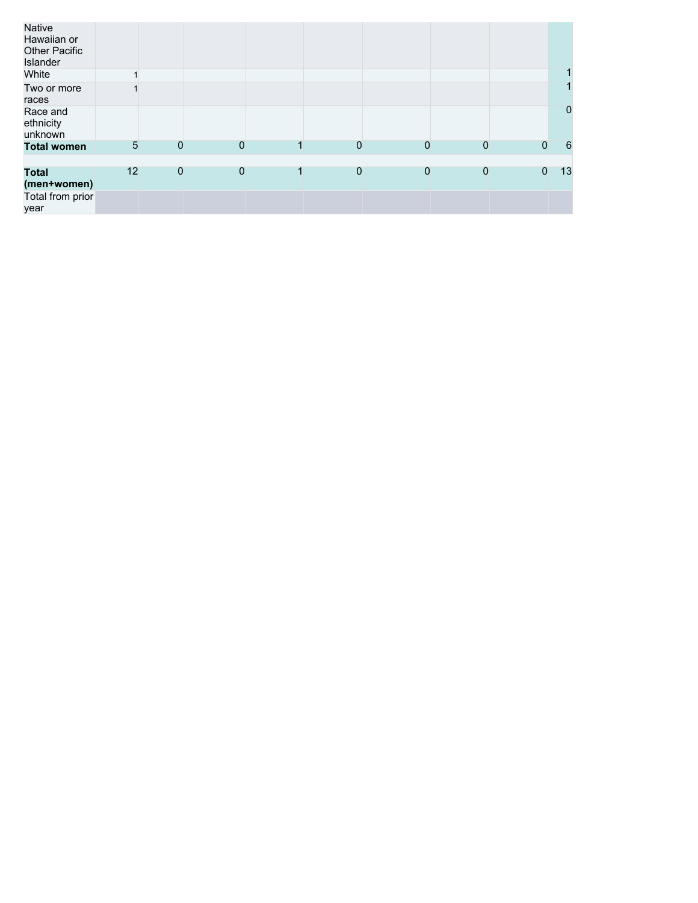| | | | | | | | | | |
|---|---|---|---|---|---|---|---|---|---|
| Native Hawaiian or Other Pacific Islander | | | | | | | | | |
| White | 1 | | | | | | | | 1 |
| Two or more races | 1 | | | | | | | | 1 |
| Race and ethnicity unknown | | | | | | | | | 0 |
| **Total women** | 5 | 0 | 0 | 1 | 0 | 0 | 0 | 0 | 6 |
| | | | | | | | | | |
| **Total (men+women)** | 12 | 0 | 0 | 1 | 0 | 0 | 0 | 0 | 13 |
| Total from prior year | | | | | | | | | |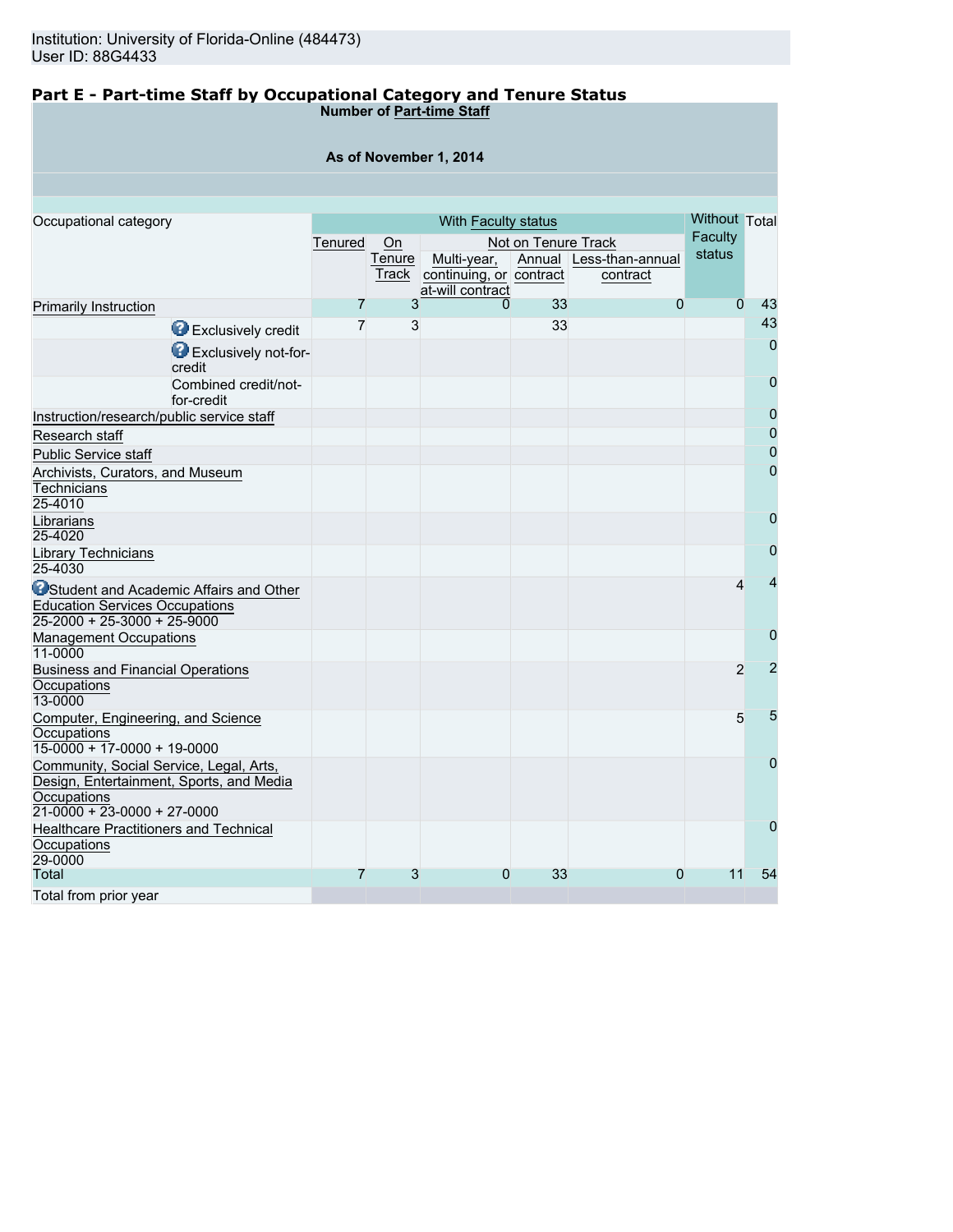Institution: University of Florida-Online (484473)
User ID: 88G4433

## Part E - Part-time Staff by Occupational Category and Tenure Status

**Number of Part-time Staff**

**As of November 1, 2014**

| Occupational category | | With Faculty status | | | | | Without Faculty status | Total |
|---|---|---|---|---|---|---|---|---|
| | | Tenured | On Tenure Track | Not on Tenure Track | | | | |
| | | | | Multi-year, continuing, or at-will contract | Annual contract | Less-than-annual contract | | |
| Primarily Instruction | | 7 | 3 | 0 | 33 | 0 | 0 | 43 |
| | Exclusively credit | 7 | 3 | | 33 | | | 43 |
| | Exclusively not-for-credit | | | | | | | 0 |
| | Combined credit/not-for-credit | | | | | | | 0 |
| Instruction/research/public service staff | | | | | | | | 0 |
| Research staff | | | | | | | | 0 |
| Public Service staff | | | | | | | | 0 |
| Archivists, Curators, and Museum Technicians 25-4010 | | | | | | | | 0 |
| Librarians 25-4020 | | | | | | | | 0 |
| Library Technicians 25-4030 | | | | | | | | 0 |
| Student and Academic Affairs and Other Education Services Occupations 25-2000 + 25-3000 + 25-9000 | | | | | | | 4 | 4 |
| Management Occupations 11-0000 | | | | | | | | 0 |
| Business and Financial Operations Occupations 13-0000 | | | | | | | 2 | 2 |
| Computer, Engineering, and Science Occupations 15-0000 + 17-0000 + 19-0000 | | | | | | | 5 | 5 |
| Community, Social Service, Legal, Arts, Design, Entertainment, Sports, and Media Occupations 21-0000 + 23-0000 + 27-0000 | | | | | | | | 0 |
| Healthcare Practitioners and Technical Occupations 29-0000 | | | | | | | | 0 |
| Total | | 7 | 3 | 0 | 33 | 0 | 11 | 54 |
| Total from prior year | | | | | | | | |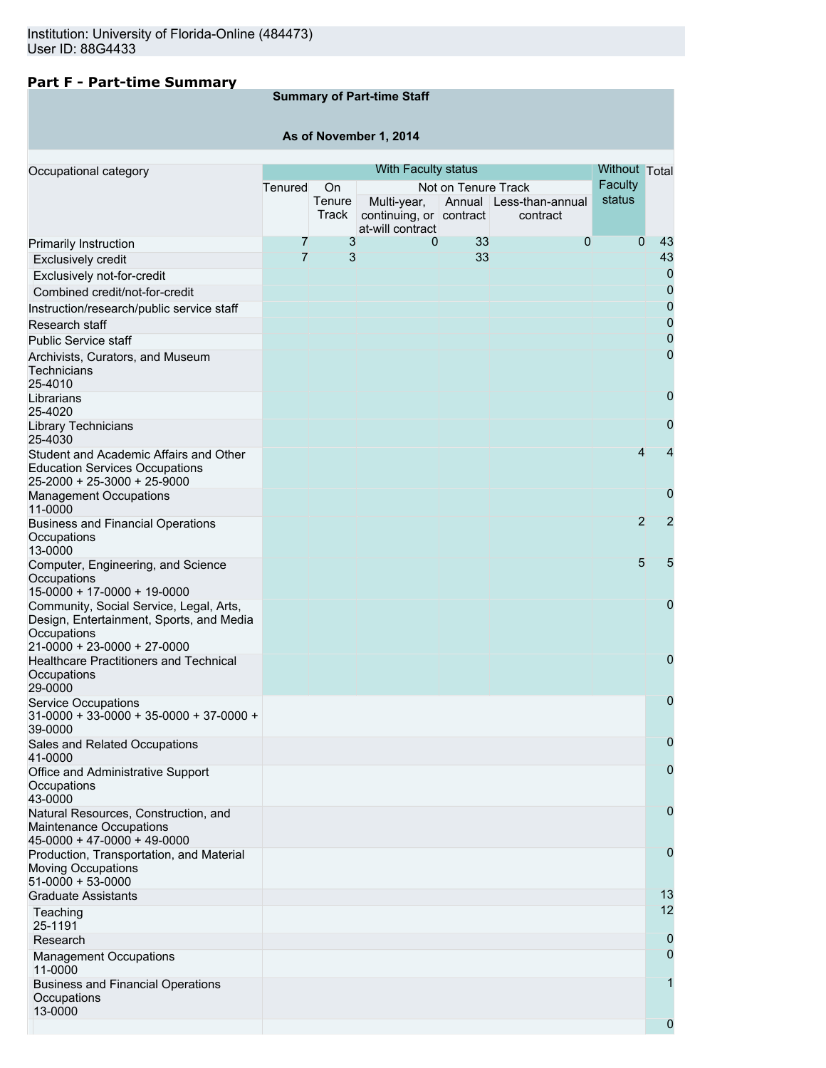Institution: University of Florida-Online (484473)
User ID: 88G4433

## Part F - Part-time Summary

**Summary of Part-time Staff**

**As of November 1, 2014**

| Occupational category | With Faculty status | | | | | Without Faculty status | Total |
|---|---|---|---|---|---|---|---|
| | Tenured | On Tenure Track | Not on Tenure Track | | | | |
| | | | Multi-year, continuing, or at-will contract | Annual contract | Less-than-annual contract | | |
| Primarily Instruction | 7 | 3 | 0 | 33 | 0 | 0 | 43 |
| Exclusively credit | 7 | 3 | | 33 | | | 43 |
| Exclusively not-for-credit | | | | | | | 0 |
| Combined credit/not-for-credit | | | | | | | 0 |
| Instruction/research/public service staff | | | | | | | 0 |
| Research staff | | | | | | | 0 |
| Public Service staff | | | | | | | 0 |
| Archivists, Curators, and Museum Technicians 25-4010 | | | | | | | 0 |
| Librarians 25-4020 | | | | | | | 0 |
| Library Technicians 25-4030 | | | | | | | 0 |
| Student and Academic Affairs and Other Education Services Occupations 25-2000 + 25-3000 + 25-9000 | | | | | | 4 | 4 |
| Management Occupations 11-0000 | | | | | | | 0 |
| Business and Financial Operations Occupations 13-0000 | | | | | | 2 | 2 |
| Computer, Engineering, and Science Occupations 15-0000 + 17-0000 + 19-0000 | | | | | | 5 | 5 |
| Community, Social Service, Legal, Arts, Design, Entertainment, Sports, and Media Occupations 21-0000 + 23-0000 + 27-0000 | | | | | | | 0 |
| Healthcare Practitioners and Technical Occupations 29-0000 | | | | | | | 0 |
| Service Occupations 31-0000 + 33-0000 + 35-0000 + 37-0000 + 39-0000 | | | | | | | 0 |
| Sales and Related Occupations 41-0000 | | | | | | | 0 |
| Office and Administrative Support Occupations 43-0000 | | | | | | | 0 |
| Natural Resources, Construction, and Maintenance Occupations 45-0000 + 47-0000 + 49-0000 | | | | | | | 0 |
| Production, Transportation, and Material Moving Occupations 51-0000 + 53-0000 | | | | | | | 0 |
| Graduate Assistants | | | | | | | 13 |
| Teaching 25-1191 | | | | | | | 12 |
| Research | | | | | | | 0 |
| Management Occupations 11-0000 | | | | | | | 0 |
| Business and Financial Operations Occupations 13-0000 | | | | | | | 1 |
| | | | | | | | 0 |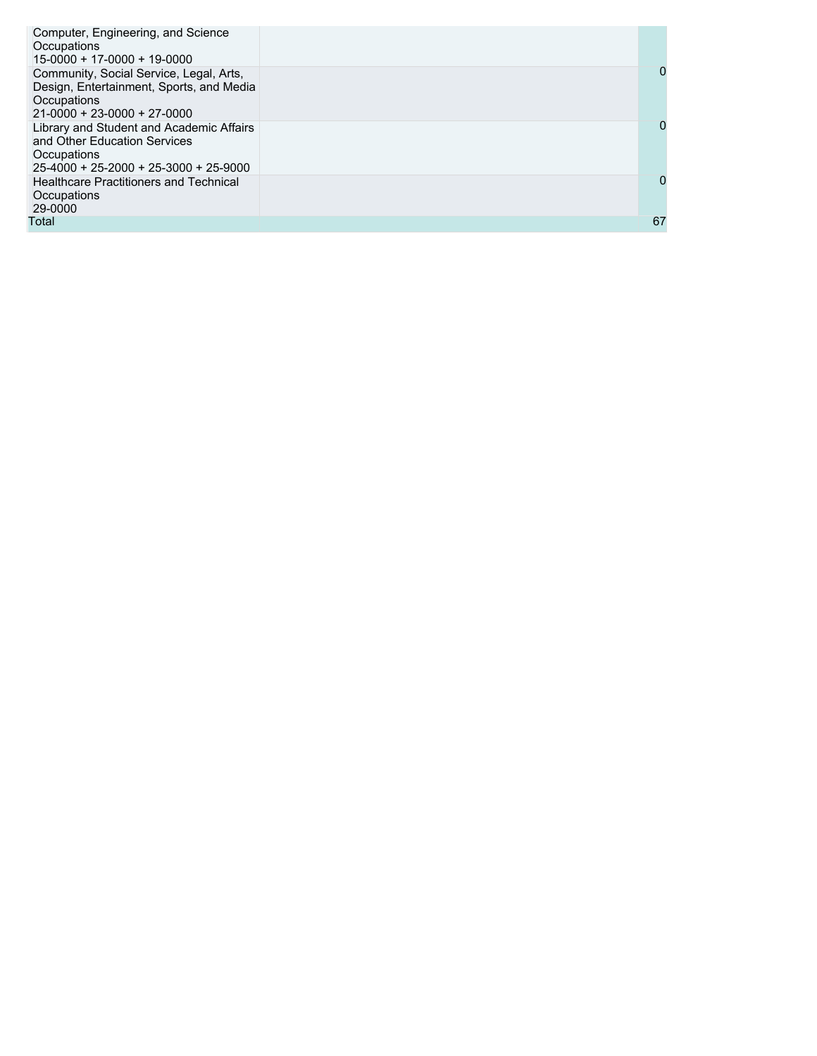| | | |
|---|---|---|
| Computer, Engineering, and Science Occupations<br>15-0000 + 17-0000 + 19-0000 | | |
| Community, Social Service, Legal, Arts, Design, Entertainment, Sports, and Media Occupations<br>21-0000 + 23-0000 + 27-0000 | | 0 |
| Library and Student and Academic Affairs and Other Education Services Occupations<br>25-4000 + 25-2000 + 25-3000 + 25-9000 | | 0 |
| Healthcare Practitioners and Technical Occupations<br>29-0000 | | 0 |
| Total | | 67 |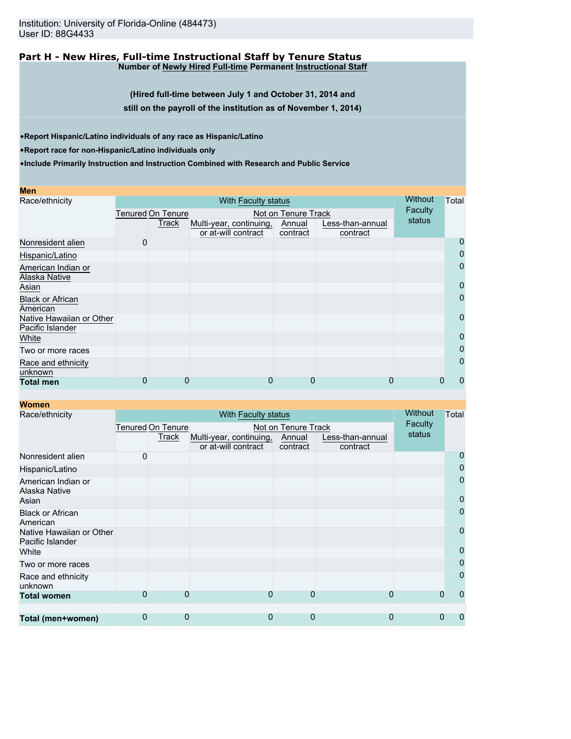Institution: University of Florida-Online (484473)
User ID: 88G4433

## Part H - New Hires, Full-time Instructional Staff by Tenure Status

**Number of Newly Hired Full-time Permanent Instructional Staff**

**(Hired full-time between July 1 and October 31, 2014 and still on the payroll of the institution as of November 1, 2014)**

- **Report Hispanic/Latino individuals of any race as Hispanic/Latino**
- **Report race for non-Hispanic/Latino individuals only**
- **Include Primarily Instruction and Instruction Combined with Research and Public Service**

### Men

| Race/ethnicity | With Faculty status | | | | | Without Faculty status | Total |
|---|---|---|---|---|---|---|---|
| | Tenured | On Tenure Track | Not on Tenure Track | | | | |
| | | | Multi-year, continuing, or at-will contract | Annual contract | Less-than-annual contract | | |
| Nonresident alien | 0 | | | | | | 0 |
| Hispanic/Latino | | | | | | | 0 |
| American Indian or Alaska Native | | | | | | | 0 |
| Asian | | | | | | | 0 |
| Black or African American | | | | | | | 0 |
| Native Hawaiian or Other Pacific Islander | | | | | | | 0 |
| White | | | | | | | 0 |
| Two or more races | | | | | | | 0 |
| Race and ethnicity unknown | | | | | | | 0 |
| **Total men** | 0 | 0 | 0 | 0 | 0 | 0 | 0 |

### Women

| Race/ethnicity | With Faculty status | | | | | Without Faculty status | Total |
|---|---|---|---|---|---|---|---|
| | Tenured | On Tenure Track | Not on Tenure Track | | | | |
| | | | Multi-year, continuing, or at-will contract | Annual contract | Less-than-annual contract | | |
| Nonresident alien | 0 | | | | | | 0 |
| Hispanic/Latino | | | | | | | 0 |
| American Indian or Alaska Native | | | | | | | 0 |
| Asian | | | | | | | 0 |
| Black or African American | | | | | | | 0 |
| Native Hawaiian or Other Pacific Islander | | | | | | | 0 |
| White | | | | | | | 0 |
| Two or more races | | | | | | | 0 |
| Race and ethnicity unknown | | | | | | | 0 |
| **Total women** | 0 | 0 | 0 | 0 | 0 | 0 | 0 |
| | | | | | | | |
| **Total (men+women)** | 0 | 0 | 0 | 0 | 0 | 0 | 0 |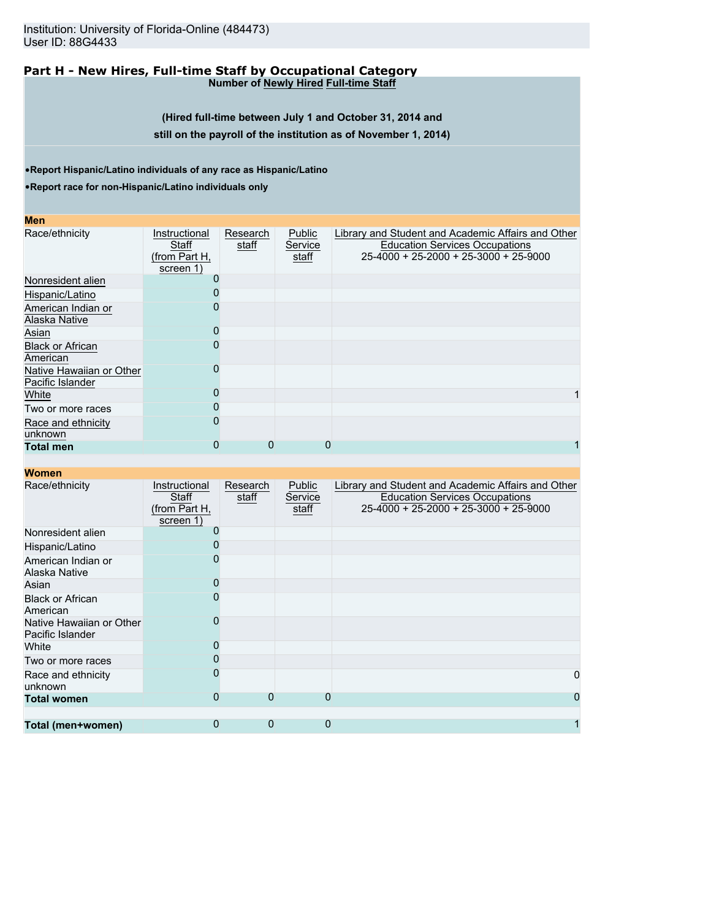Institution: University of Florida-Online (484473)
User ID: 88G4433

## Part H - New Hires, Full-time Staff by Occupational Category

**Number of Newly Hired Full-time Staff**

**(Hired full-time between July 1 and October 31, 2014 and still on the payroll of the institution as of November 1, 2014)**

- **Report Hispanic/Latino individuals of any race as Hispanic/Latino**
- **Report race for non-Hispanic/Latino individuals only**

**Men**

| Race/ethnicity | Instructional Staff (from Part H, screen 1) | Research staff | Public Service staff | Library and Student and Academic Affairs and Other Education Services Occupations 25-4000 + 25-2000 + 25-3000 + 25-9000 |
|---|---|---|---|---|
| Nonresident alien | 0 | | | |
| Hispanic/Latino | 0 | | | |
| American Indian or Alaska Native | 0 | | | |
| Asian | 0 | | | |
| Black or African American | 0 | | | |
| Native Hawaiian or Other Pacific Islander | 0 | | | |
| White | 0 | | | 1 |
| Two or more races | 0 | | | |
| Race and ethnicity unknown | 0 | | | |
| **Total men** | 0 | 0 | 0 | 1 |

**Women**

| Race/ethnicity | Instructional Staff (from Part H, screen 1) | Research staff | Public Service staff | Library and Student and Academic Affairs and Other Education Services Occupations 25-4000 + 25-2000 + 25-3000 + 25-9000 |
|---|---|---|---|---|
| Nonresident alien | 0 | | | |
| Hispanic/Latino | 0 | | | |
| American Indian or Alaska Native | 0 | | | |
| Asian | 0 | | | |
| Black or African American | 0 | | | |
| Native Hawaiian or Other Pacific Islander | 0 | | | |
| White | 0 | | | |
| Two or more races | 0 | | | |
| Race and ethnicity unknown | 0 | | | 0 |
| **Total women** | 0 | 0 | 0 | 0 |
| | | | | |
| **Total (men+women)** | 0 | 0 | 0 | 1 |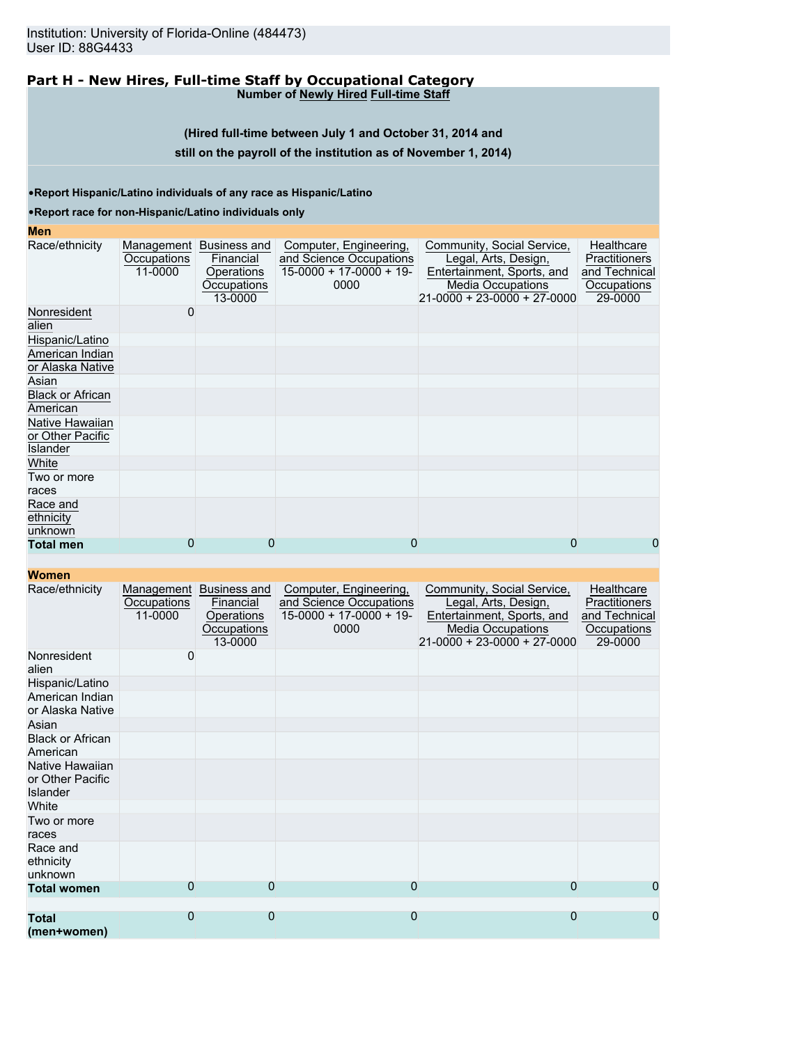Institution: University of Florida-Online (484473)
User ID: 88G4433

## Part H - New Hires, Full-time Staff by Occupational Category

**Number of Newly Hired Full-time Staff**

**(Hired full-time between July 1 and October 31, 2014 and still on the payroll of the institution as of November 1, 2014)**

- **Report Hispanic/Latino individuals of any race as Hispanic/Latino**
- **Report race for non-Hispanic/Latino individuals only**

**Men**

| Race/ethnicity | Management Occupations 11-0000 | Business and Financial Operations Occupations 13-0000 | Computer, Engineering, and Science Occupations 15-0000 + 17-0000 + 19-0000 | Community, Social Service, Legal, Arts, Design, Entertainment, Sports, and Media Occupations 21-0000 + 23-0000 + 27-0000 | Healthcare Practitioners and Technical Occupations 29-0000 |
|---|---|---|---|---|---|
| Nonresident alien | 0 | | | | |
| Hispanic/Latino | | | | | |
| American Indian or Alaska Native | | | | | |
| Asian | | | | | |
| Black or African American | | | | | |
| Native Hawaiian or Other Pacific Islander | | | | | |
| White | | | | | |
| Two or more races | | | | | |
| Race and ethnicity unknown | | | | | |
| **Total men** | 0 | 0 | 0 | 0 | 0 |

**Women**

| Race/ethnicity | Management Occupations 11-0000 | Business and Financial Operations Occupations 13-0000 | Computer, Engineering, and Science Occupations 15-0000 + 17-0000 + 19-0000 | Community, Social Service, Legal, Arts, Design, Entertainment, Sports, and Media Occupations 21-0000 + 23-0000 + 27-0000 | Healthcare Practitioners and Technical Occupations 29-0000 |
|---|---|---|---|---|---|
| Nonresident alien | 0 | | | | |
| Hispanic/Latino | | | | | |
| American Indian or Alaska Native | | | | | |
| Asian | | | | | |
| Black or African American | | | | | |
| Native Hawaiian or Other Pacific Islander | | | | | |
| White | | | | | |
| Two or more races | | | | | |
| Race and ethnicity unknown | | | | | |
| **Total women** | 0 | 0 | 0 | 0 | 0 |
| **Total (men+women)** | 0 | 0 | 0 | 0 | 0 |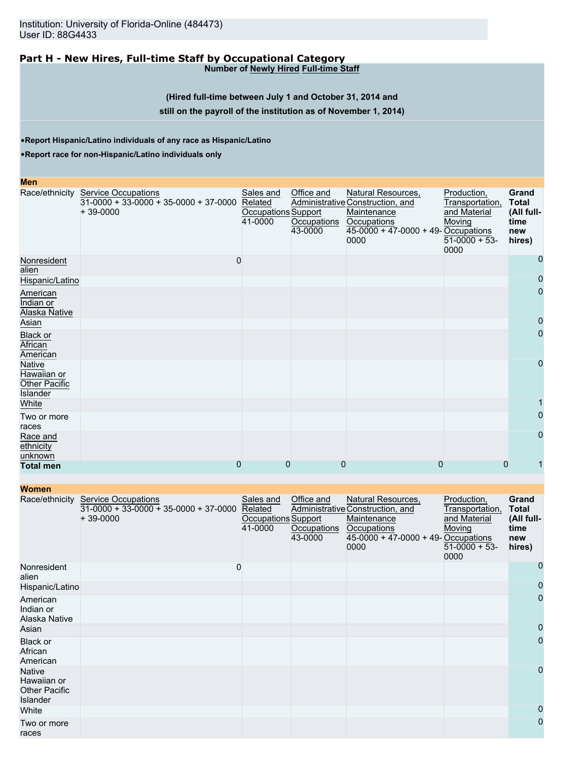Institution: University of Florida-Online (484473)
User ID: 88G4433

## Part H - New Hires, Full-time Staff by Occupational Category

**Number of Newly Hired Full-time Staff**

**(Hired full-time between July 1 and October 31, 2014 and still on the payroll of the institution as of November 1, 2014)**

- **Report Hispanic/Latino individuals of any race as Hispanic/Latino**
- **Report race for non-Hispanic/Latino individuals only**

**Men**

| Race/ethnicity | Service Occupations 31-0000 + 33-0000 + 35-0000 + 37-0000 + 39-0000 | Sales and Related Occupations 41-0000 | Office and Administrative Support Occupations 43-0000 | Natural Resources, Construction, and Maintenance Occupations 45-0000 + 47-0000 + 49-0000 | Production, Transportation, and Material Moving Occupations 51-0000 + 53-0000 | Grand Total (All full-time new hires) |
|---|---|---|---|---|---|---|
| Nonresident alien | 0 | | | | | 0 |
| Hispanic/Latino | | | | | | 0 |
| American Indian or Alaska Native | | | | | | 0 |
| Asian | | | | | | 0 |
| Black or African American | | | | | | 0 |
| Native Hawaiian or Other Pacific Islander | | | | | | 0 |
| White | | | | | | 1 |
| Two or more races | | | | | | 0 |
| Race and ethnicity unknown | | | | | | 0 |
| **Total men** | 0 | 0 | 0 | 0 | 0 | 1 |

**Women**

| Race/ethnicity | Service Occupations 31-0000 + 33-0000 + 35-0000 + 37-0000 + 39-0000 | Sales and Related Occupations 41-0000 | Office and Administrative Support Occupations 43-0000 | Natural Resources, Construction, and Maintenance Occupations 45-0000 + 47-0000 + 49-0000 | Production, Transportation, and Material Moving Occupations 51-0000 + 53-0000 | Grand Total (All full-time new hires) |
|---|---|---|---|---|---|---|
| Nonresident alien | 0 | | | | | 0 |
| Hispanic/Latino | | | | | | 0 |
| American Indian or Alaska Native | | | | | | 0 |
| Asian | | | | | | 0 |
| Black or African American | | | | | | 0 |
| Native Hawaiian or Other Pacific Islander | | | | | | 0 |
| White | | | | | | 0 |
| Two or more races | | | | | | 0 |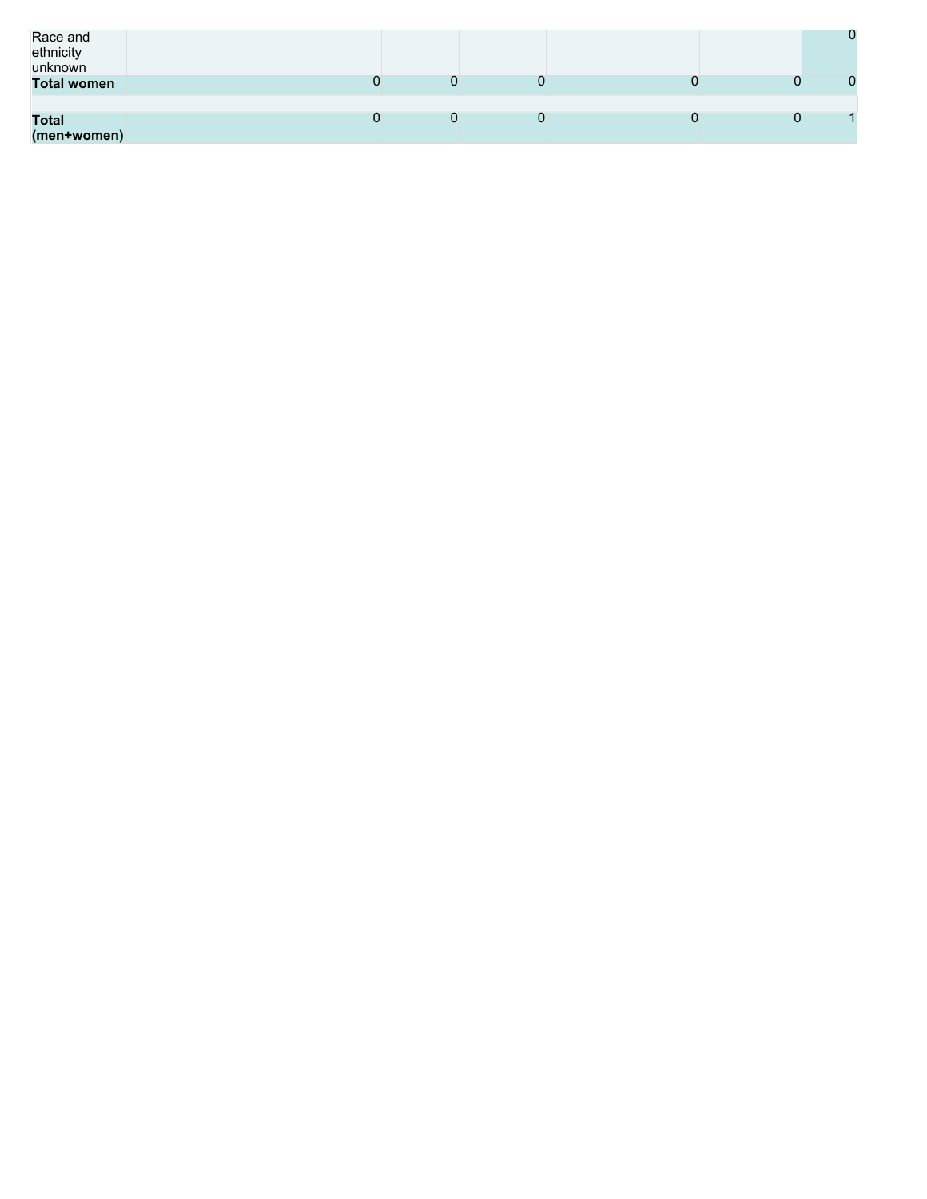| | | | | | | |
|---|---|---|---|---|---|---|
| Race and ethnicity unknown | | | | | | 0 |
| **Total women** | 0 | 0 | 0 | 0 | 0 | 0 |
| | | | | | | |
| **Total (men+women)** | 0 | 0 | 0 | 0 | 0 | 1 |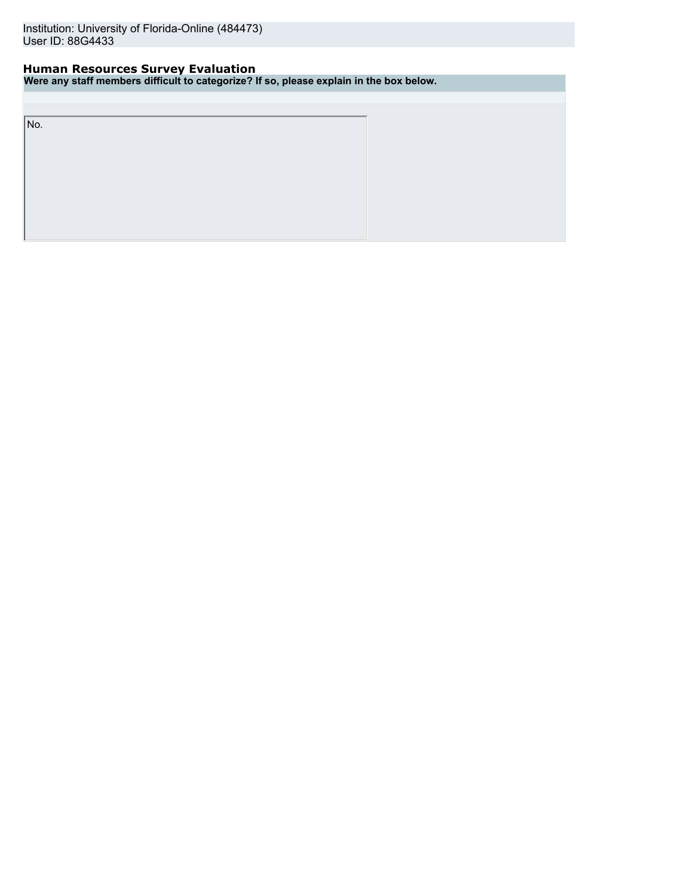Institution: University of Florida-Online (484473)
User ID: 88G4433

## Human Resources Survey Evaluation

**Were any staff members difficult to categorize? If so, please explain in the box below.**

No.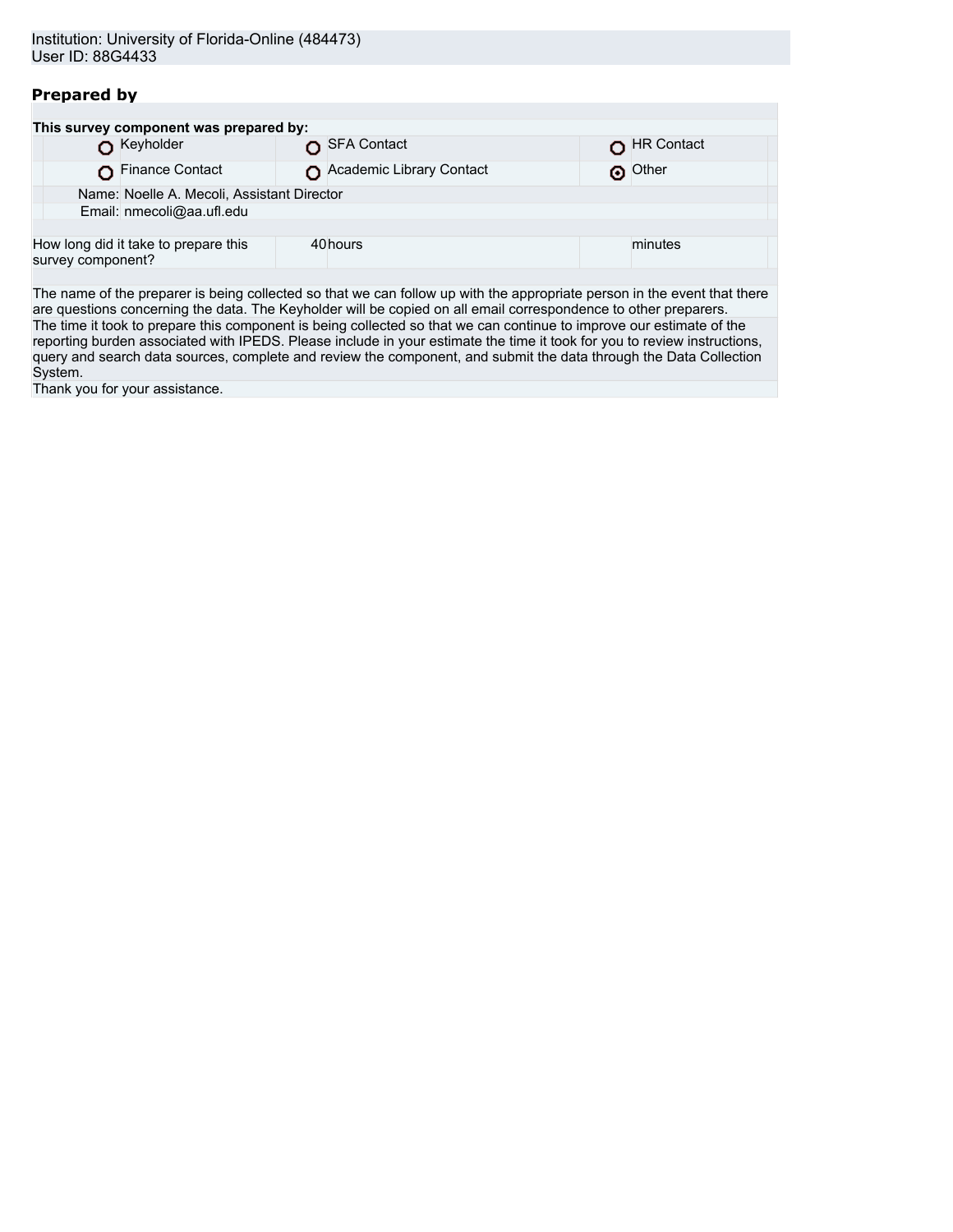Institution: University of Florida-Online (484473)
User ID: 88G4433

## Prepared by

**This survey component was prepared by:**

| | | |
|---|---|---|
| ○ Keyholder | ○ SFA Contact | ○ HR Contact |
| ○ Finance Contact | ○ Academic Library Contact | ⊙ Other |

Name: Noelle A. Mecoli, Assistant Director
Email: nmecoli@aa.ufl.edu

| How long did it take to prepare this survey component? | 40 | hours | | minutes |
|---|---|---|---|---|

The name of the preparer is being collected so that we can follow up with the appropriate person in the event that there are questions concerning the data. The Keyholder will be copied on all email correspondence to other preparers.
The time it took to prepare this component is being collected so that we can continue to improve our estimate of the reporting burden associated with IPEDS. Please include in your estimate the time it took for you to review instructions, query and search data sources, complete and review the component, and submit the data through the Data Collection System.
Thank you for your assistance.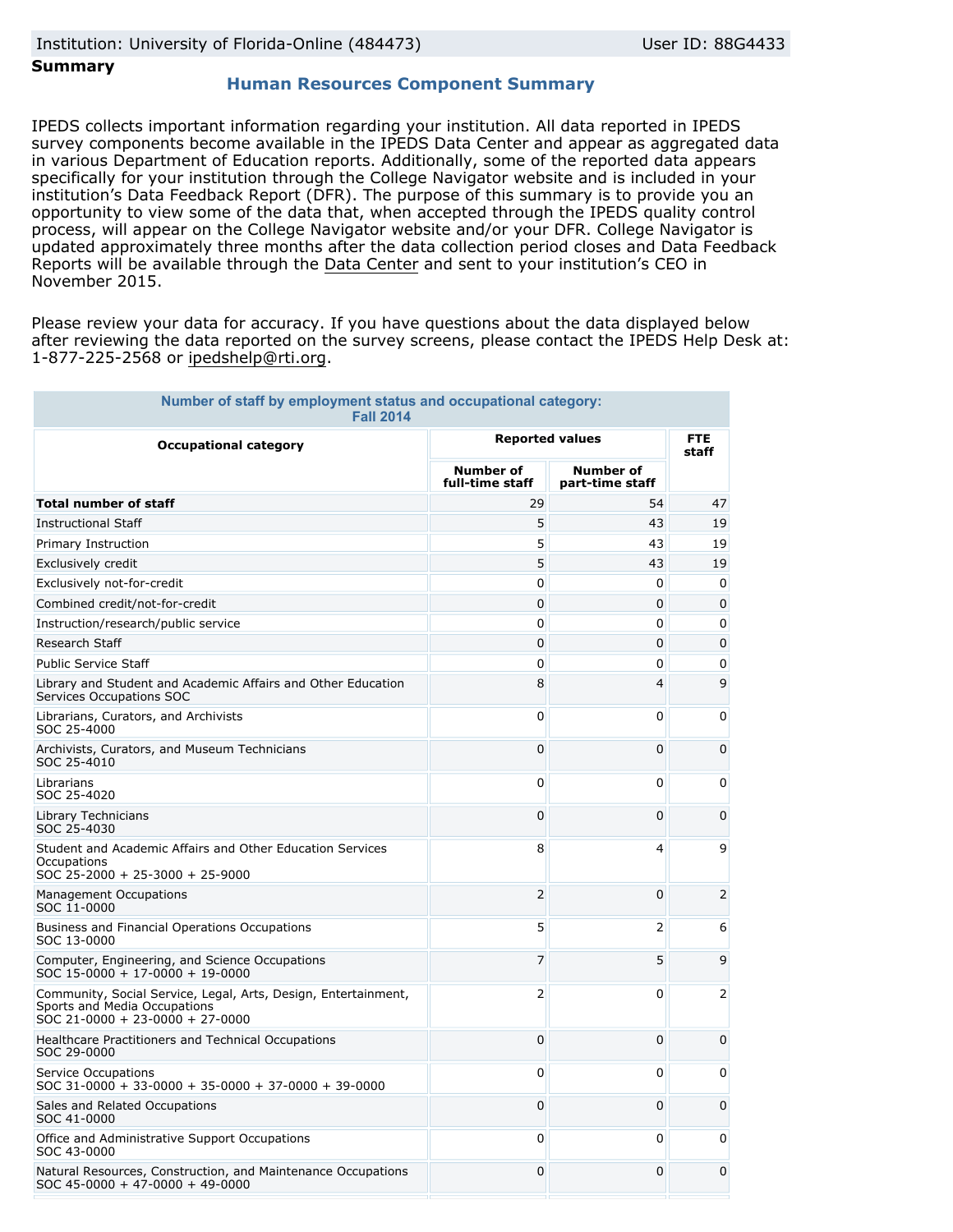Institution: University of Florida-Online (484473) | User ID: 88G4433

**Summary**

## Human Resources Component Summary

IPEDS collects important information regarding your institution. All data reported in IPEDS survey components become available in the IPEDS Data Center and appear as aggregated data in various Department of Education reports. Additionally, some of the reported data appears specifically for your institution through the College Navigator website and is included in your institution's Data Feedback Report (DFR). The purpose of this summary is to provide you an opportunity to view some of the data that, when accepted through the IPEDS quality control process, will appear on the College Navigator website and/or your DFR. College Navigator is updated approximately three months after the data collection period closes and Data Feedback Reports will be available through the Data Center and sent to your institution's CEO in November 2015.

Please review your data for accuracy. If you have questions about the data displayed below after reviewing the data reported on the survey screens, please contact the IPEDS Help Desk at: 1-877-225-2568 or ipedshelp@rti.org.

**Number of staff by employment status and occupational category: Fall 2014**

| Occupational category | Reported values | | FTE staff |
|---|---|---|---|
| | Number of full-time staff | Number of part-time staff | |
| **Total number of staff** | 29 | 54 | 47 |
| Instructional Staff | 5 | 43 | 19 |
| Primary Instruction | 5 | 43 | 19 |
| Exclusively credit | 5 | 43 | 19 |
| Exclusively not-for-credit | 0 | 0 | 0 |
| Combined credit/not-for-credit | 0 | 0 | 0 |
| Instruction/research/public service | 0 | 0 | 0 |
| Research Staff | 0 | 0 | 0 |
| Public Service Staff | 0 | 0 | 0 |
| Library and Student and Academic Affairs and Other Education Services Occupations SOC | 8 | 4 | 9 |
| Librarians, Curators, and Archivists SOC 25-4000 | 0 | 0 | 0 |
| Archivists, Curators, and Museum Technicians SOC 25-4010 | 0 | 0 | 0 |
| Librarians SOC 25-4020 | 0 | 0 | 0 |
| Library Technicians SOC 25-4030 | 0 | 0 | 0 |
| Student and Academic Affairs and Other Education Services Occupations SOC 25-2000 + 25-3000 + 25-9000 | 8 | 4 | 9 |
| Management Occupations SOC 11-0000 | 2 | 0 | 2 |
| Business and Financial Operations Occupations SOC 13-0000 | 5 | 2 | 6 |
| Computer, Engineering, and Science Occupations SOC 15-0000 + 17-0000 + 19-0000 | 7 | 5 | 9 |
| Community, Social Service, Legal, Arts, Design, Entertainment, Sports and Media Occupations SOC 21-0000 + 23-0000 + 27-0000 | 2 | 0 | 2 |
| Healthcare Practitioners and Technical Occupations SOC 29-0000 | 0 | 0 | 0 |
| Service Occupations SOC 31-0000 + 33-0000 + 35-0000 + 37-0000 + 39-0000 | 0 | 0 | 0 |
| Sales and Related Occupations SOC 41-0000 | 0 | 0 | 0 |
| Office and Administrative Support Occupations SOC 43-0000 | 0 | 0 | 0 |
| Natural Resources, Construction, and Maintenance Occupations SOC 45-0000 + 47-0000 + 49-0000 | 0 | 0 | 0 |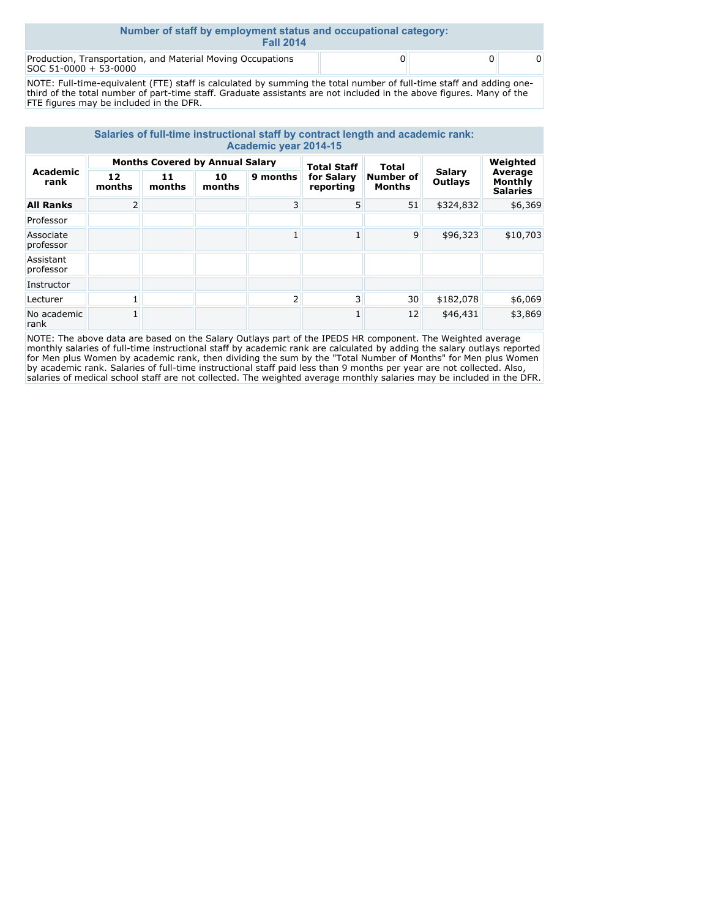## Number of staff by employment status and occupational category: Fall 2014

| | | | |
|---|---|---|---|
| Production, Transportation, and Material Moving Occupations SOC 51-0000 + 53-0000 | 0 | 0 | 0 |

NOTE: Full-time-equivalent (FTE) staff is calculated by summing the total number of full-time staff and adding one-third of the total number of part-time staff. Graduate assistants are not included in the above figures. Many of the FTE figures may be included in the DFR.

## Salaries of full-time instructional staff by contract length and academic rank: Academic year 2014-15

| Academic rank | Months Covered by Annual Salary | | | | Total Staff for Salary reporting | Total Number of Months | Salary Outlays | Weighted Average Monthly Salaries |
|---|---|---|---|---|---|---|---|---|
| | 12 months | 11 months | 10 months | 9 months | | | | |
| **All Ranks** | 2 | | | 3 | 5 | 51 | $324,832 | $6,369 |
| Professor | | | | | | | | |
| Associate professor | | | | 1 | 1 | 9 | $96,323 | $10,703 |
| Assistant professor | | | | | | | | |
| Instructor | | | | | | | | |
| Lecturer | 1 | | | 2 | 3 | 30 | $182,078 | $6,069 |
| No academic rank | 1 | | | | 1 | 12 | $46,431 | $3,869 |

NOTE: The above data are based on the Salary Outlays part of the IPEDS HR component. The Weighted average monthly salaries of full-time instructional staff by academic rank are calculated by adding the salary outlays reported for Men plus Women by academic rank, then dividing the sum by the "Total Number of Months" for Men plus Women by academic rank. Salaries of full-time instructional staff paid less than 9 months per year are not collected. Also, salaries of medical school staff are not collected. The weighted average monthly salaries may be included in the DFR.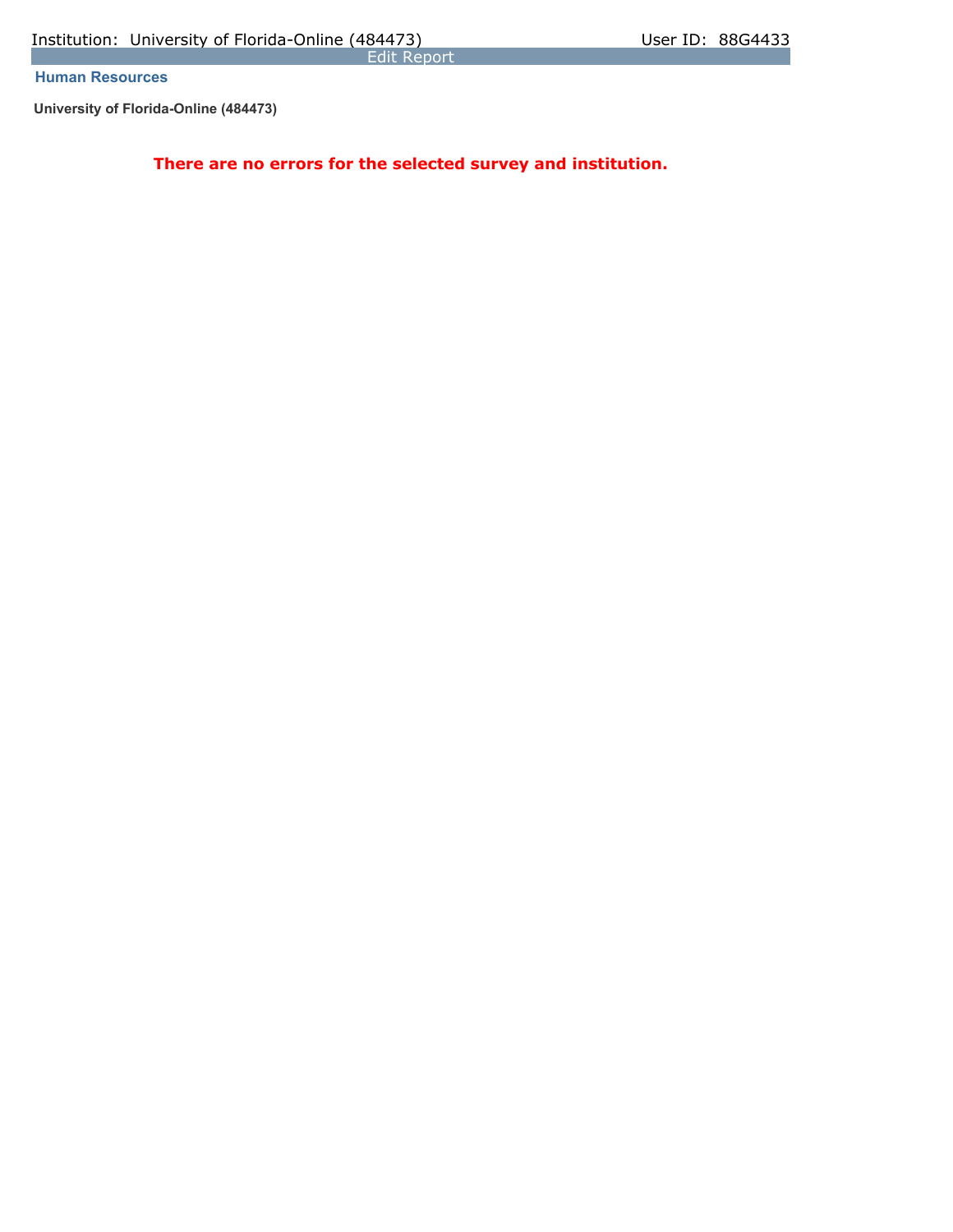Institution: University of Florida-Online (484473) User ID: 88G4433

Edit Report

## Human Resources

**University of Florida-Online (484473)**

**There are no errors for the selected survey and institution.**